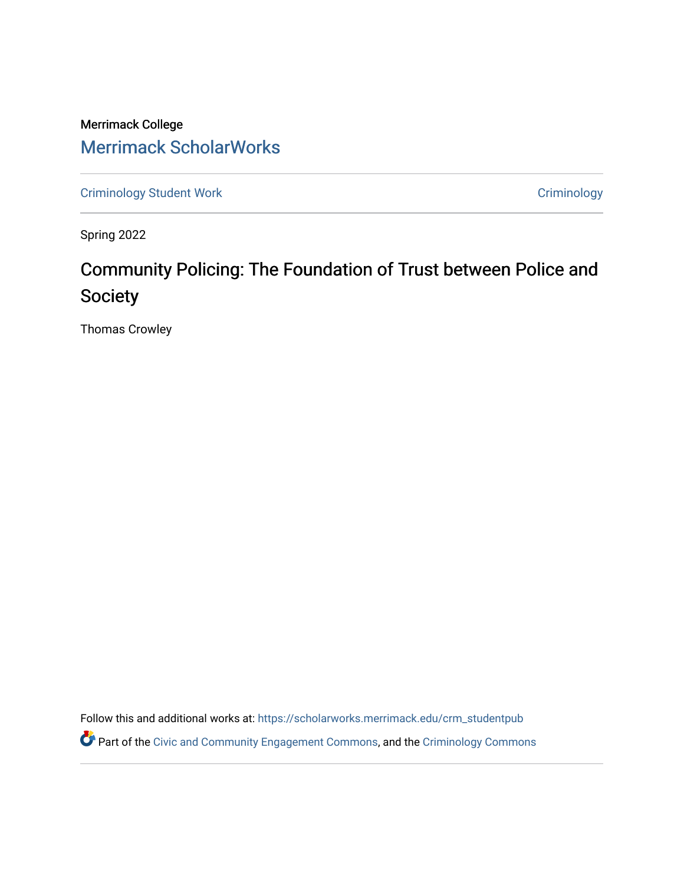Merrimack College

# Merrimack ScholarWorks

Criminology Student Work | Criminology

Spring 2022

## Community Policing: The Foundation of Trust between Police and Society

Thomas Crowley

Follow this and additional works at: https://scholarworks.merrimack.edu/crm_studentpub

Part of the Civic and Community Engagement Commons, and the Criminology Commons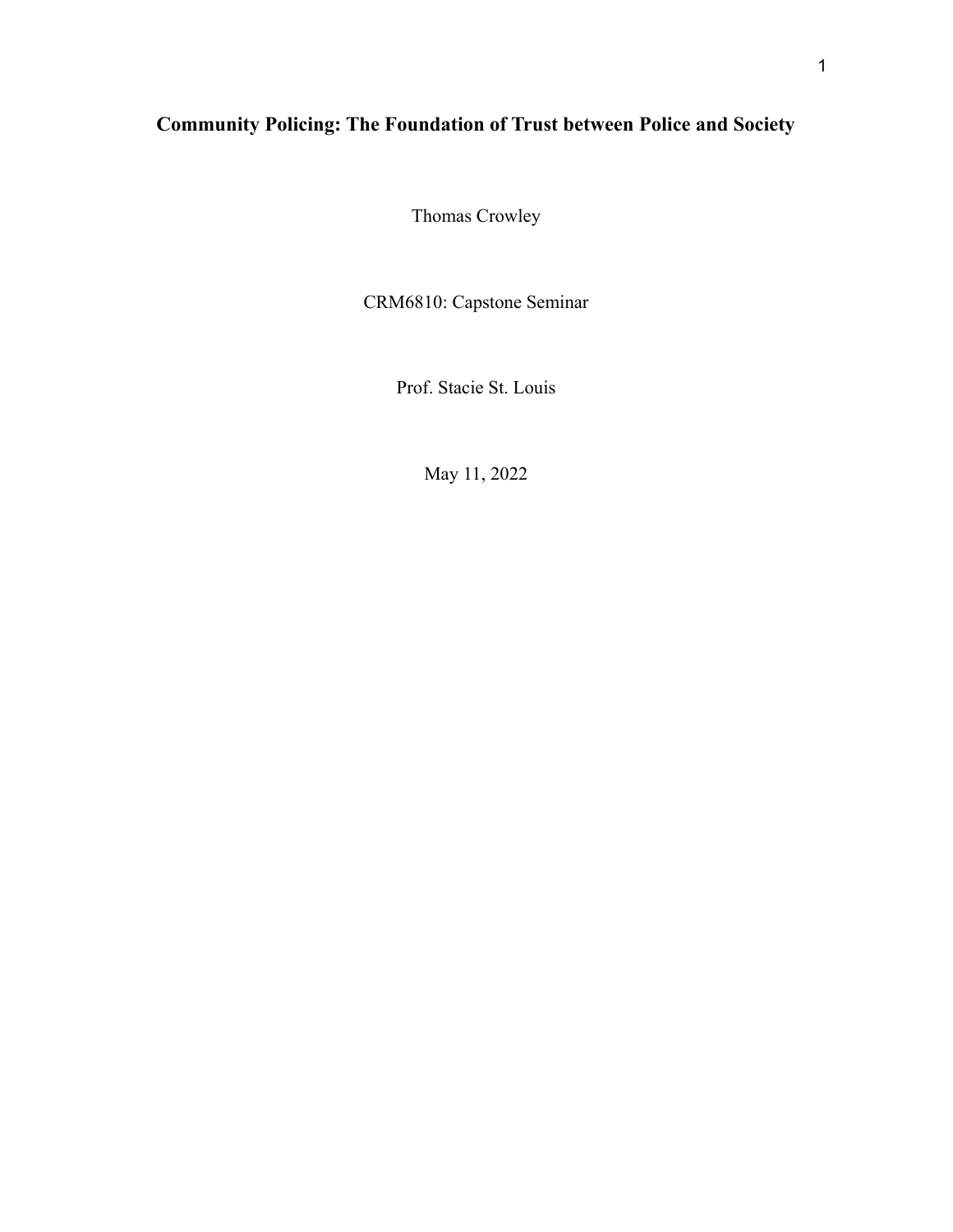# Community Policing: The Foundation of Trust between Police and Society

Thomas Crowley

CRM6810: Capstone Seminar

Prof. Stacie St. Louis

May 11, 2022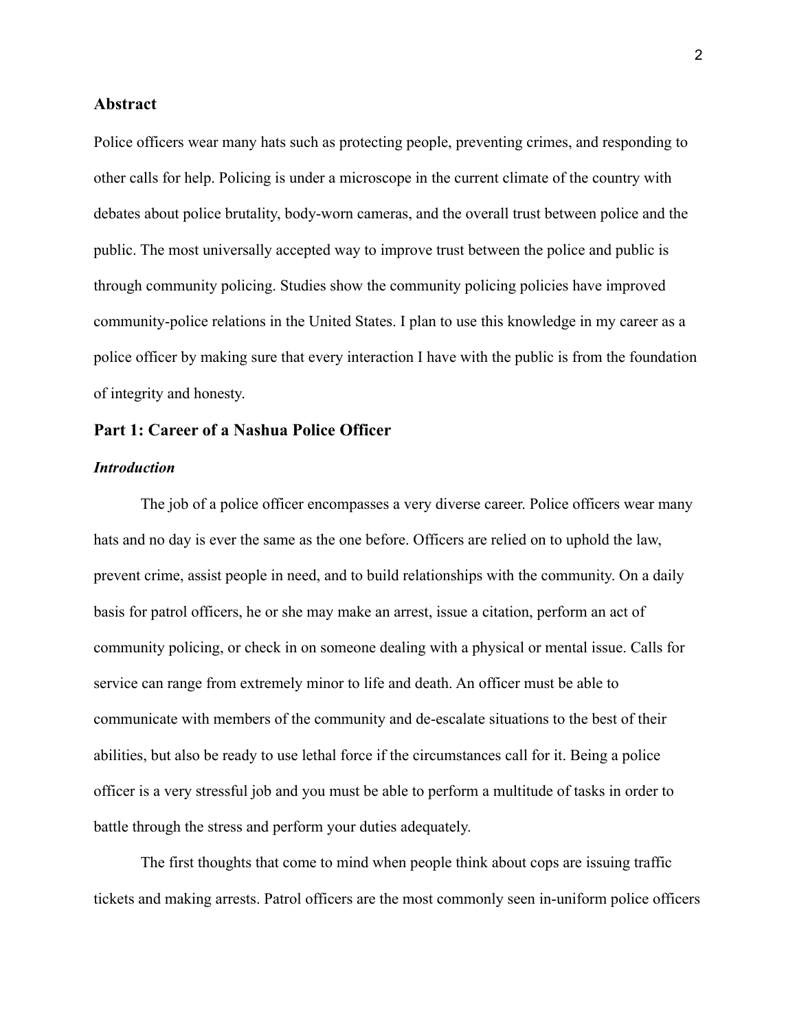## Abstract

Police officers wear many hats such as protecting people, preventing crimes, and responding to other calls for help. Policing is under a microscope in the current climate of the country with debates about police brutality, body-worn cameras, and the overall trust between police and the public. The most universally accepted way to improve trust between the police and public is through community policing. Studies show the community policing policies have improved community-police relations in the United States. I plan to use this knowledge in my career as a police officer by making sure that every interaction I have with the public is from the foundation of integrity and honesty.

## Part 1: Career of a Nashua Police Officer

### *Introduction*

The job of a police officer encompasses a very diverse career. Police officers wear many hats and no day is ever the same as the one before. Officers are relied on to uphold the law, prevent crime, assist people in need, and to build relationships with the community. On a daily basis for patrol officers, he or she may make an arrest, issue a citation, perform an act of community policing, or check in on someone dealing with a physical or mental issue. Calls for service can range from extremely minor to life and death. An officer must be able to communicate with members of the community and de-escalate situations to the best of their abilities, but also be ready to use lethal force if the circumstances call for it. Being a police officer is a very stressful job and you must be able to perform a multitude of tasks in order to battle through the stress and perform your duties adequately.

The first thoughts that come to mind when people think about cops are issuing traffic tickets and making arrests. Patrol officers are the most commonly seen in-uniform police officers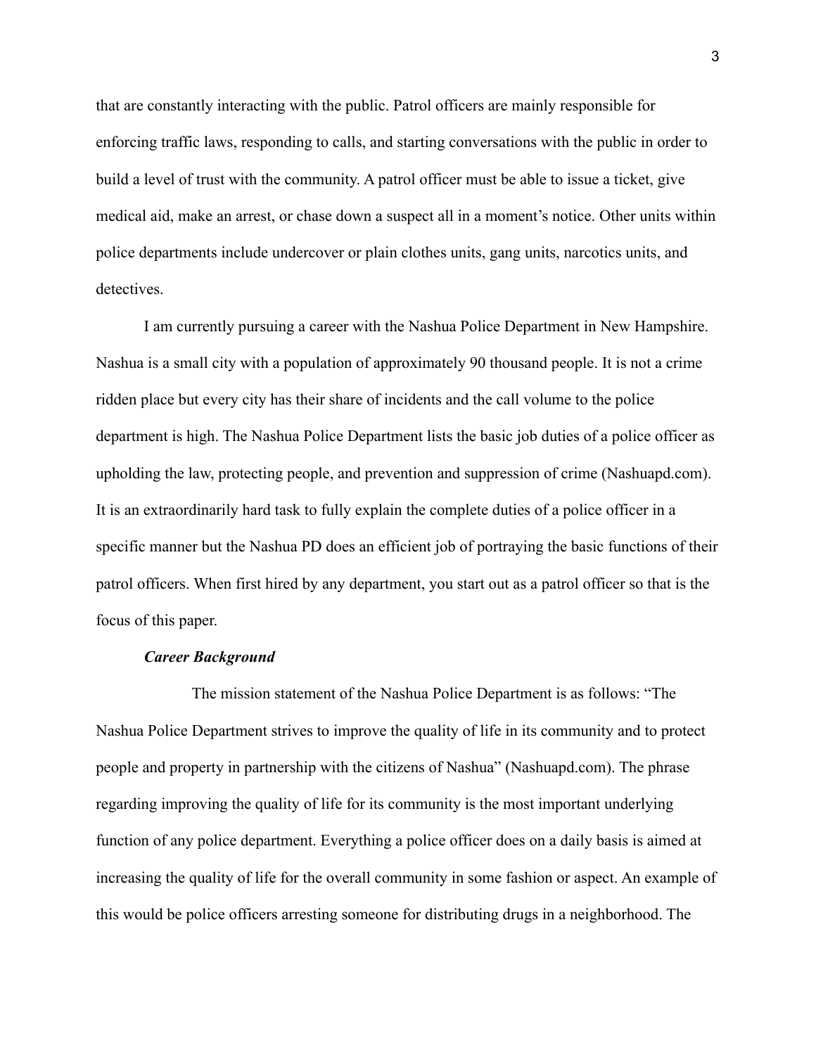that are constantly interacting with the public. Patrol officers are mainly responsible for enforcing traffic laws, responding to calls, and starting conversations with the public in order to build a level of trust with the community. A patrol officer must be able to issue a ticket, give medical aid, make an arrest, or chase down a suspect all in a moment's notice. Other units within police departments include undercover or plain clothes units, gang units, narcotics units, and detectives.

I am currently pursuing a career with the Nashua Police Department in New Hampshire. Nashua is a small city with a population of approximately 90 thousand people. It is not a crime ridden place but every city has their share of incidents and the call volume to the police department is high. The Nashua Police Department lists the basic job duties of a police officer as upholding the law, protecting people, and prevention and suppression of crime (Nashuapd.com). It is an extraordinarily hard task to fully explain the complete duties of a police officer in a specific manner but the Nashua PD does an efficient job of portraying the basic functions of their patrol officers. When first hired by any department, you start out as a patrol officer so that is the focus of this paper.

### ***Career Background***

The mission statement of the Nashua Police Department is as follows: "The Nashua Police Department strives to improve the quality of life in its community and to protect people and property in partnership with the citizens of Nashua" (Nashuapd.com). The phrase regarding improving the quality of life for its community is the most important underlying function of any police department. Everything a police officer does on a daily basis is aimed at increasing the quality of life for the overall community in some fashion or aspect. An example of this would be police officers arresting someone for distributing drugs in a neighborhood. The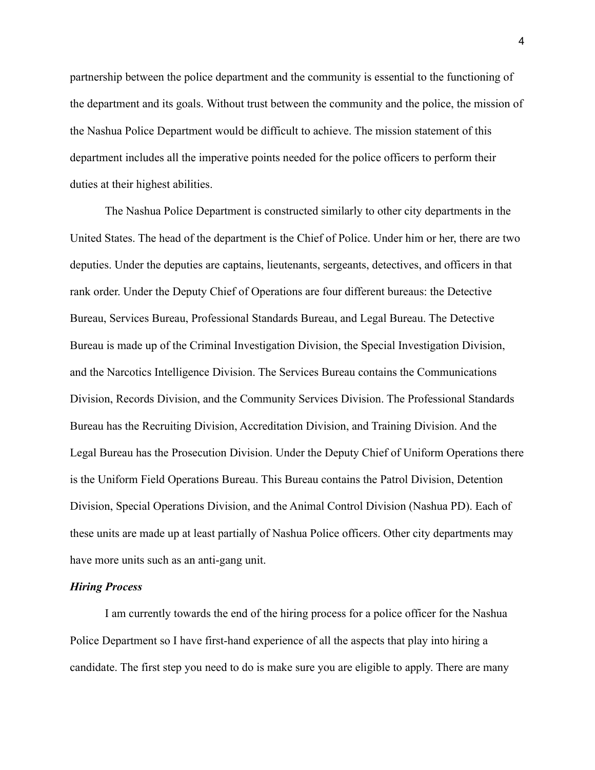partnership between the police department and the community is essential to the functioning of the department and its goals. Without trust between the community and the police, the mission of the Nashua Police Department would be difficult to achieve. The mission statement of this department includes all the imperative points needed for the police officers to perform their duties at their highest abilities.

The Nashua Police Department is constructed similarly to other city departments in the United States. The head of the department is the Chief of Police. Under him or her, there are two deputies. Under the deputies are captains, lieutenants, sergeants, detectives, and officers in that rank order. Under the Deputy Chief of Operations are four different bureaus: the Detective Bureau, Services Bureau, Professional Standards Bureau, and Legal Bureau. The Detective Bureau is made up of the Criminal Investigation Division, the Special Investigation Division, and the Narcotics Intelligence Division. The Services Bureau contains the Communications Division, Records Division, and the Community Services Division. The Professional Standards Bureau has the Recruiting Division, Accreditation Division, and Training Division. And the Legal Bureau has the Prosecution Division. Under the Deputy Chief of Uniform Operations there is the Uniform Field Operations Bureau. This Bureau contains the Patrol Division, Detention Division, Special Operations Division, and the Animal Control Division (Nashua PD). Each of these units are made up at least partially of Nashua Police officers. Other city departments may have more units such as an anti-gang unit.

***Hiring Process***

I am currently towards the end of the hiring process for a police officer for the Nashua Police Department so I have first-hand experience of all the aspects that play into hiring a candidate. The first step you need to do is make sure you are eligible to apply. There are many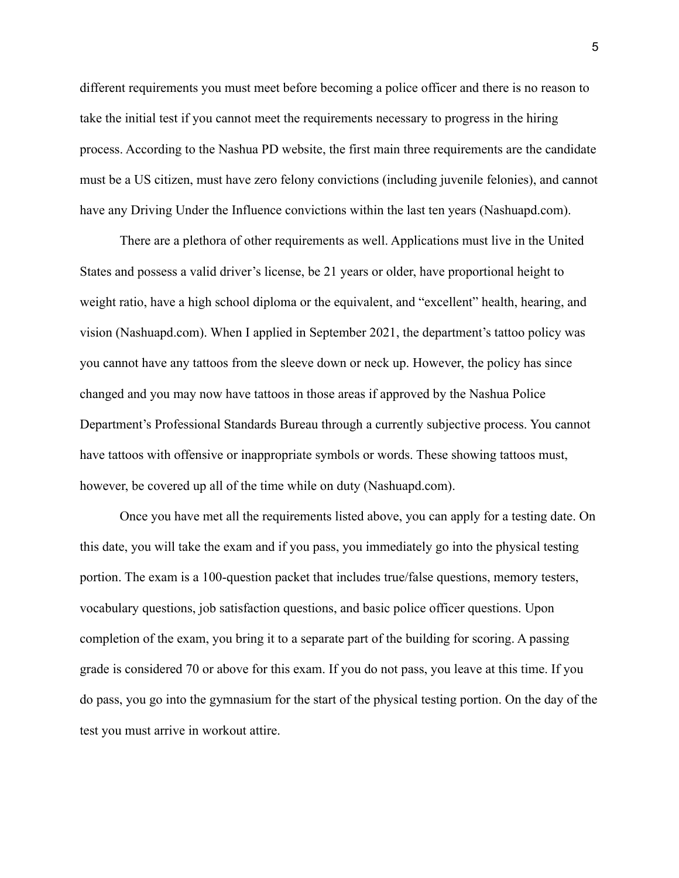different requirements you must meet before becoming a police officer and there is no reason to take the initial test if you cannot meet the requirements necessary to progress in the hiring process. According to the Nashua PD website, the first main three requirements are the candidate must be a US citizen, must have zero felony convictions (including juvenile felonies), and cannot have any Driving Under the Influence convictions within the last ten years (Nashuapd.com).

There are a plethora of other requirements as well. Applications must live in the United States and possess a valid driver's license, be 21 years or older, have proportional height to weight ratio, have a high school diploma or the equivalent, and "excellent" health, hearing, and vision (Nashuapd.com). When I applied in September 2021, the department's tattoo policy was you cannot have any tattoos from the sleeve down or neck up. However, the policy has since changed and you may now have tattoos in those areas if approved by the Nashua Police Department's Professional Standards Bureau through a currently subjective process. You cannot have tattoos with offensive or inappropriate symbols or words. These showing tattoos must, however, be covered up all of the time while on duty (Nashuapd.com).

Once you have met all the requirements listed above, you can apply for a testing date. On this date, you will take the exam and if you pass, you immediately go into the physical testing portion. The exam is a 100-question packet that includes true/false questions, memory testers, vocabulary questions, job satisfaction questions, and basic police officer questions. Upon completion of the exam, you bring it to a separate part of the building for scoring. A passing grade is considered 70 or above for this exam. If you do not pass, you leave at this time. If you do pass, you go into the gymnasium for the start of the physical testing portion. On the day of the test you must arrive in workout attire.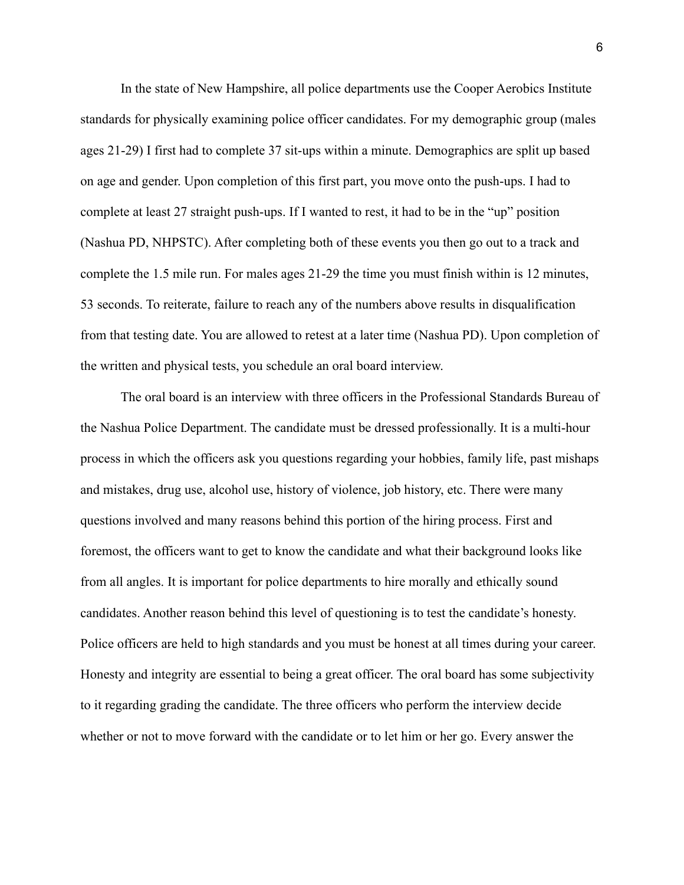In the state of New Hampshire, all police departments use the Cooper Aerobics Institute standards for physically examining police officer candidates. For my demographic group (males ages 21-29) I first had to complete 37 sit-ups within a minute. Demographics are split up based on age and gender. Upon completion of this first part, you move onto the push-ups. I had to complete at least 27 straight push-ups. If I wanted to rest, it had to be in the "up" position (Nashua PD, NHPSTC). After completing both of these events you then go out to a track and complete the 1.5 mile run. For males ages 21-29 the time you must finish within is 12 minutes, 53 seconds. To reiterate, failure to reach any of the numbers above results in disqualification from that testing date. You are allowed to retest at a later time (Nashua PD). Upon completion of the written and physical tests, you schedule an oral board interview.

The oral board is an interview with three officers in the Professional Standards Bureau of the Nashua Police Department. The candidate must be dressed professionally. It is a multi-hour process in which the officers ask you questions regarding your hobbies, family life, past mishaps and mistakes, drug use, alcohol use, history of violence, job history, etc. There were many questions involved and many reasons behind this portion of the hiring process. First and foremost, the officers want to get to know the candidate and what their background looks like from all angles. It is important for police departments to hire morally and ethically sound candidates. Another reason behind this level of questioning is to test the candidate's honesty. Police officers are held to high standards and you must be honest at all times during your career. Honesty and integrity are essential to being a great officer. The oral board has some subjectivity to it regarding grading the candidate. The three officers who perform the interview decide whether or not to move forward with the candidate or to let him or her go. Every answer the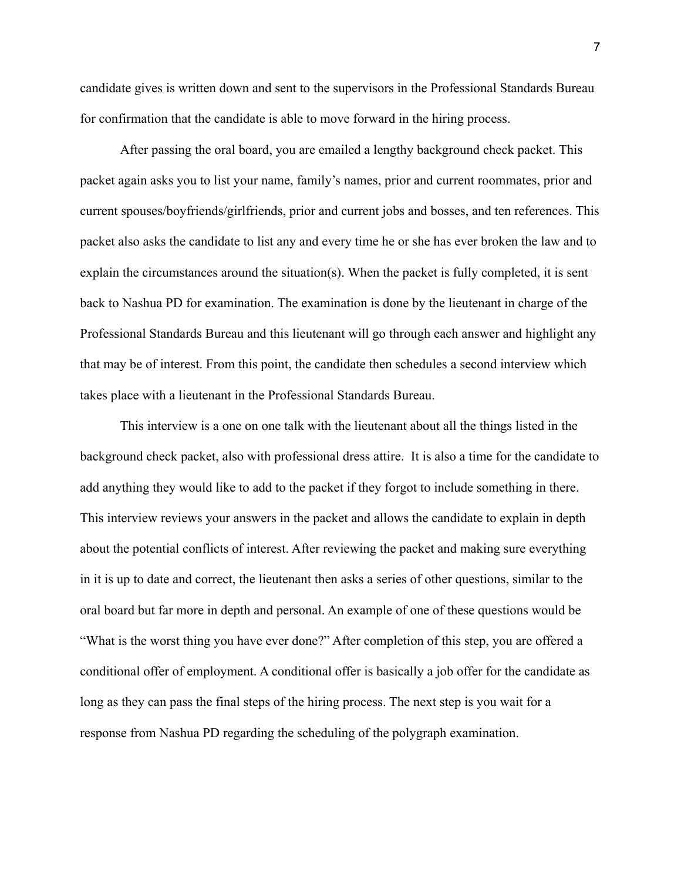candidate gives is written down and sent to the supervisors in the Professional Standards Bureau for confirmation that the candidate is able to move forward in the hiring process.

After passing the oral board, you are emailed a lengthy background check packet. This packet again asks you to list your name, family's names, prior and current roommates, prior and current spouses/boyfriends/girlfriends, prior and current jobs and bosses, and ten references. This packet also asks the candidate to list any and every time he or she has ever broken the law and to explain the circumstances around the situation(s). When the packet is fully completed, it is sent back to Nashua PD for examination. The examination is done by the lieutenant in charge of the Professional Standards Bureau and this lieutenant will go through each answer and highlight any that may be of interest. From this point, the candidate then schedules a second interview which takes place with a lieutenant in the Professional Standards Bureau.

This interview is a one on one talk with the lieutenant about all the things listed in the background check packet, also with professional dress attire.  It is also a time for the candidate to add anything they would like to add to the packet if they forgot to include something in there. This interview reviews your answers in the packet and allows the candidate to explain in depth about the potential conflicts of interest. After reviewing the packet and making sure everything in it is up to date and correct, the lieutenant then asks a series of other questions, similar to the oral board but far more in depth and personal. An example of one of these questions would be "What is the worst thing you have ever done?" After completion of this step, you are offered a conditional offer of employment. A conditional offer is basically a job offer for the candidate as long as they can pass the final steps of the hiring process. The next step is you wait for a response from Nashua PD regarding the scheduling of the polygraph examination.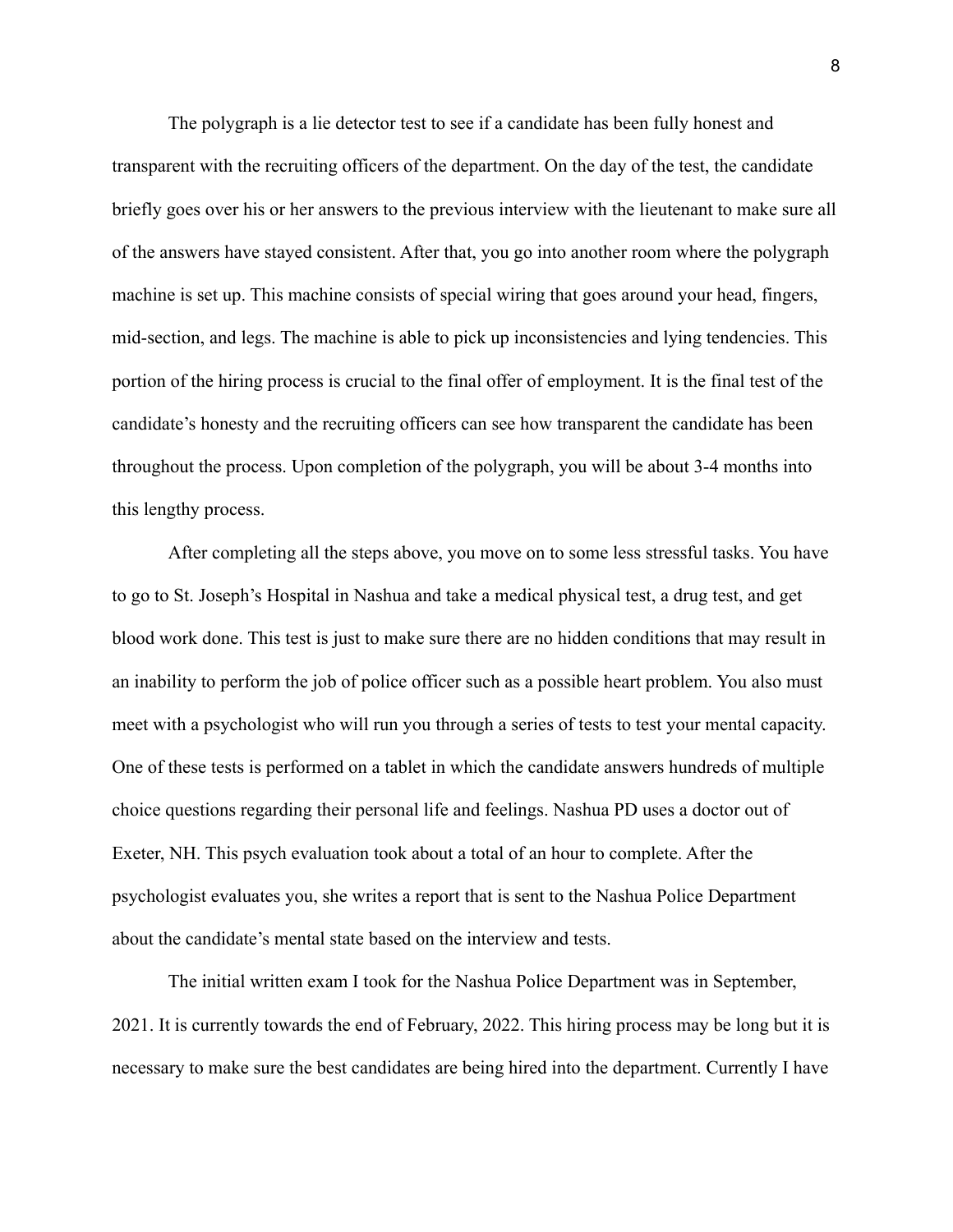The polygraph is a lie detector test to see if a candidate has been fully honest and transparent with the recruiting officers of the department. On the day of the test, the candidate briefly goes over his or her answers to the previous interview with the lieutenant to make sure all of the answers have stayed consistent. After that, you go into another room where the polygraph machine is set up. This machine consists of special wiring that goes around your head, fingers, mid-section, and legs. The machine is able to pick up inconsistencies and lying tendencies. This portion of the hiring process is crucial to the final offer of employment. It is the final test of the candidate's honesty and the recruiting officers can see how transparent the candidate has been throughout the process. Upon completion of the polygraph, you will be about 3-4 months into this lengthy process.

After completing all the steps above, you move on to some less stressful tasks. You have to go to St. Joseph's Hospital in Nashua and take a medical physical test, a drug test, and get blood work done. This test is just to make sure there are no hidden conditions that may result in an inability to perform the job of police officer such as a possible heart problem. You also must meet with a psychologist who will run you through a series of tests to test your mental capacity. One of these tests is performed on a tablet in which the candidate answers hundreds of multiple choice questions regarding their personal life and feelings. Nashua PD uses a doctor out of Exeter, NH. This psych evaluation took about a total of an hour to complete. After the psychologist evaluates you, she writes a report that is sent to the Nashua Police Department about the candidate's mental state based on the interview and tests.

The initial written exam I took for the Nashua Police Department was in September, 2021. It is currently towards the end of February, 2022. This hiring process may be long but it is necessary to make sure the best candidates are being hired into the department. Currently I have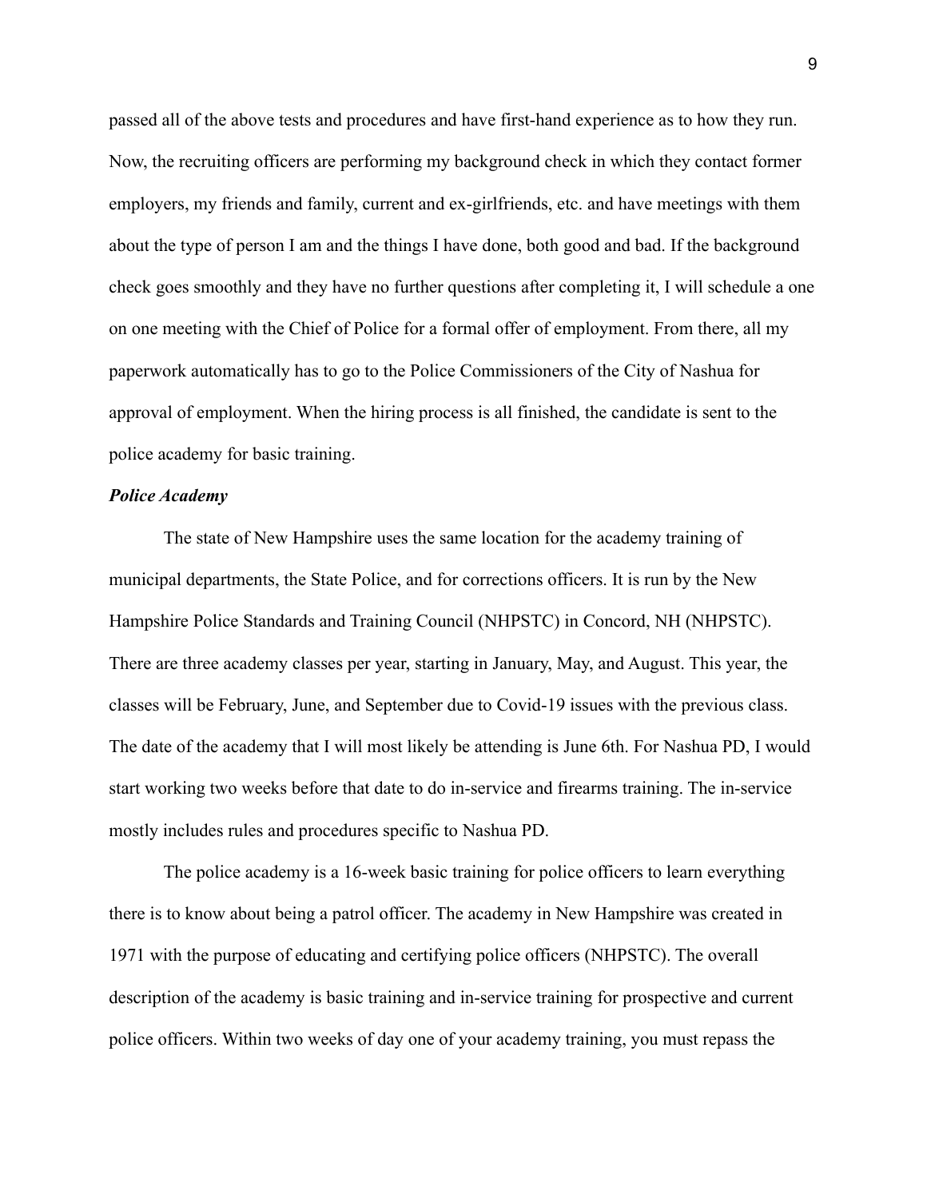passed all of the above tests and procedures and have first-hand experience as to how they run. Now, the recruiting officers are performing my background check in which they contact former employers, my friends and family, current and ex-girlfriends, etc. and have meetings with them about the type of person I am and the things I have done, both good and bad. If the background check goes smoothly and they have no further questions after completing it, I will schedule a one on one meeting with the Chief of Police for a formal offer of employment. From there, all my paperwork automatically has to go to the Police Commissioners of the City of Nashua for approval of employment. When the hiring process is all finished, the candidate is sent to the police academy for basic training.

***Police Academy***

The state of New Hampshire uses the same location for the academy training of municipal departments, the State Police, and for corrections officers. It is run by the New Hampshire Police Standards and Training Council (NHPSTC) in Concord, NH (NHPSTC). There are three academy classes per year, starting in January, May, and August. This year, the classes will be February, June, and September due to Covid-19 issues with the previous class. The date of the academy that I will most likely be attending is June 6th. For Nashua PD, I would start working two weeks before that date to do in-service and firearms training. The in-service mostly includes rules and procedures specific to Nashua PD.

The police academy is a 16-week basic training for police officers to learn everything there is to know about being a patrol officer. The academy in New Hampshire was created in 1971 with the purpose of educating and certifying police officers (NHPSTC). The overall description of the academy is basic training and in-service training for prospective and current police officers. Within two weeks of day one of your academy training, you must repass the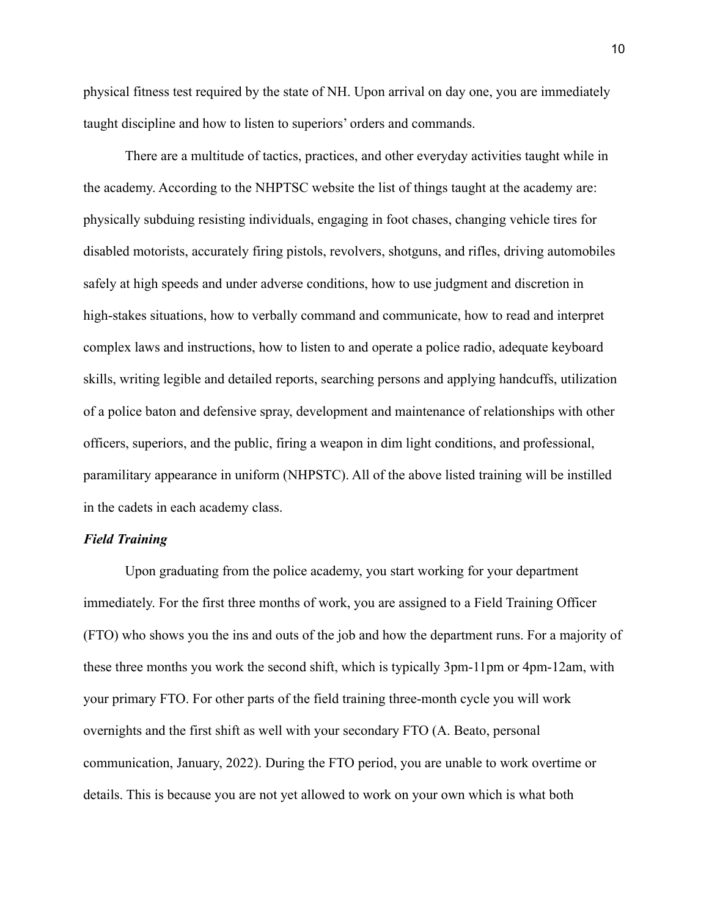physical fitness test required by the state of NH. Upon arrival on day one, you are immediately taught discipline and how to listen to superiors' orders and commands.

There are a multitude of tactics, practices, and other everyday activities taught while in the academy. According to the NHPTSC website the list of things taught at the academy are: physically subduing resisting individuals, engaging in foot chases, changing vehicle tires for disabled motorists, accurately firing pistols, revolvers, shotguns, and rifles, driving automobiles safely at high speeds and under adverse conditions, how to use judgment and discretion in high-stakes situations, how to verbally command and communicate, how to read and interpret complex laws and instructions, how to listen to and operate a police radio, adequate keyboard skills, writing legible and detailed reports, searching persons and applying handcuffs, utilization of a police baton and defensive spray, development and maintenance of relationships with other officers, superiors, and the public, firing a weapon in dim light conditions, and professional, paramilitary appearance in uniform (NHPSTC). All of the above listed training will be instilled in the cadets in each academy class.

***Field Training***

Upon graduating from the police academy, you start working for your department immediately. For the first three months of work, you are assigned to a Field Training Officer (FTO) who shows you the ins and outs of the job and how the department runs. For a majority of these three months you work the second shift, which is typically 3pm-11pm or 4pm-12am, with your primary FTO. For other parts of the field training three-month cycle you will work overnights and the first shift as well with your secondary FTO (A. Beato, personal communication, January, 2022). During the FTO period, you are unable to work overtime or details. This is because you are not yet allowed to work on your own which is what both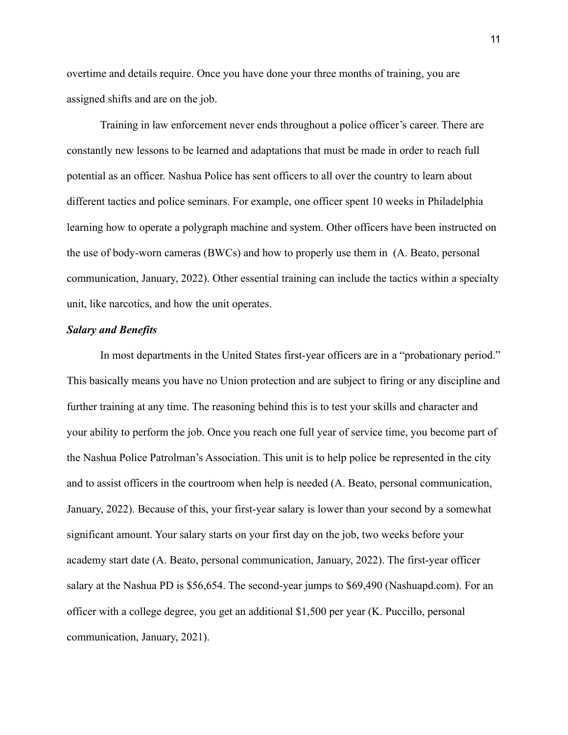overtime and details require. Once you have done your three months of training, you are assigned shifts and are on the job.

Training in law enforcement never ends throughout a police officer's career. There are constantly new lessons to be learned and adaptations that must be made in order to reach full potential as an officer. Nashua Police has sent officers to all over the country to learn about different tactics and police seminars. For example, one officer spent 10 weeks in Philadelphia learning how to operate a polygraph machine and system. Other officers have been instructed on the use of body-worn cameras (BWCs) and how to properly use them in  (A. Beato, personal communication, January, 2022). Other essential training can include the tactics within a specialty unit, like narcotics, and how the unit operates.

### *Salary and Benefits*

In most departments in the United States first-year officers are in a "probationary period." This basically means you have no Union protection and are subject to firing or any discipline and further training at any time. The reasoning behind this is to test your skills and character and your ability to perform the job. Once you reach one full year of service time, you become part of the Nashua Police Patrolman's Association. This unit is to help police be represented in the city and to assist officers in the courtroom when help is needed (A. Beato, personal communication, January, 2022). Because of this, your first-year salary is lower than your second by a somewhat significant amount. Your salary starts on your first day on the job, two weeks before your academy start date (A. Beato, personal communication, January, 2022). The first-year officer salary at the Nashua PD is $56,654. The second-year jumps to $69,490 (Nashuapd.com). For an officer with a college degree, you get an additional $1,500 per year (K. Puccillo, personal communication, January, 2021).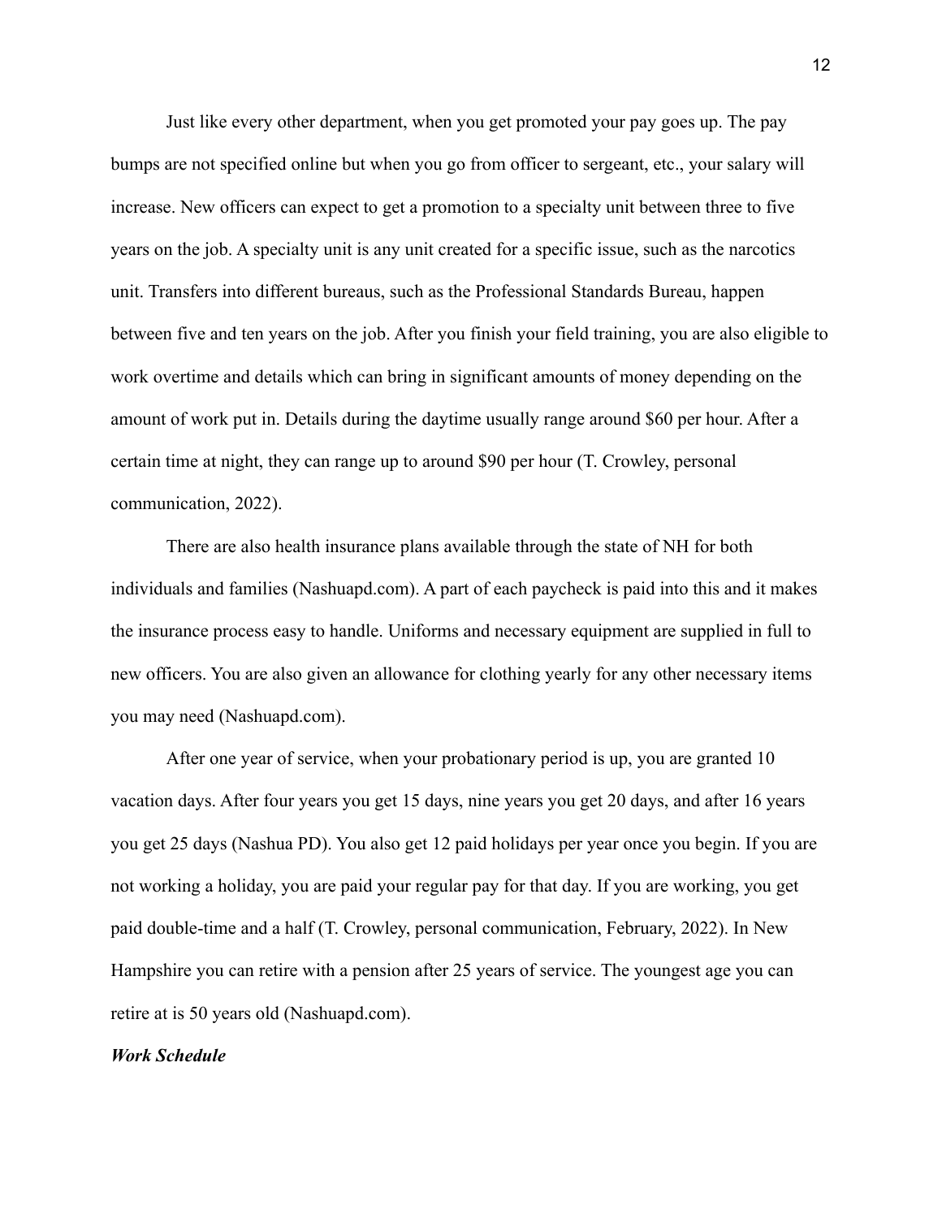Just like every other department, when you get promoted your pay goes up. The pay bumps are not specified online but when you go from officer to sergeant, etc., your salary will increase. New officers can expect to get a promotion to a specialty unit between three to five years on the job. A specialty unit is any unit created for a specific issue, such as the narcotics unit. Transfers into different bureaus, such as the Professional Standards Bureau, happen between five and ten years on the job. After you finish your field training, you are also eligible to work overtime and details which can bring in significant amounts of money depending on the amount of work put in. Details during the daytime usually range around $60 per hour. After a certain time at night, they can range up to around $90 per hour (T. Crowley, personal communication, 2022).

There are also health insurance plans available through the state of NH for both individuals and families (Nashuapd.com). A part of each paycheck is paid into this and it makes the insurance process easy to handle. Uniforms and necessary equipment are supplied in full to new officers. You are also given an allowance for clothing yearly for any other necessary items you may need (Nashuapd.com).

After one year of service, when your probationary period is up, you are granted 10 vacation days. After four years you get 15 days, nine years you get 20 days, and after 16 years you get 25 days (Nashua PD). You also get 12 paid holidays per year once you begin. If you are not working a holiday, you are paid your regular pay for that day. If you are working, you get paid double-time and a half (T. Crowley, personal communication, February, 2022). In New Hampshire you can retire with a pension after 25 years of service. The youngest age you can retire at is 50 years old (Nashuapd.com).

***Work Schedule***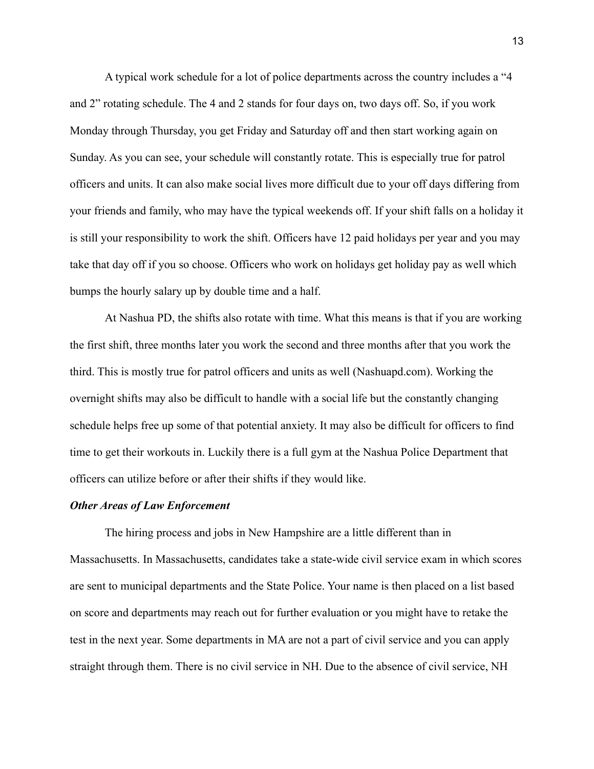A typical work schedule for a lot of police departments across the country includes a "4 and 2" rotating schedule. The 4 and 2 stands for four days on, two days off. So, if you work Monday through Thursday, you get Friday and Saturday off and then start working again on Sunday. As you can see, your schedule will constantly rotate. This is especially true for patrol officers and units. It can also make social lives more difficult due to your off days differing from your friends and family, who may have the typical weekends off. If your shift falls on a holiday it is still your responsibility to work the shift. Officers have 12 paid holidays per year and you may take that day off if you so choose. Officers who work on holidays get holiday pay as well which bumps the hourly salary up by double time and a half.

At Nashua PD, the shifts also rotate with time. What this means is that if you are working the first shift, three months later you work the second and three months after that you work the third. This is mostly true for patrol officers and units as well (Nashuapd.com). Working the overnight shifts may also be difficult to handle with a social life but the constantly changing schedule helps free up some of that potential anxiety. It may also be difficult for officers to find time to get their workouts in. Luckily there is a full gym at the Nashua Police Department that officers can utilize before or after their shifts if they would like.

***Other Areas of Law Enforcement***

The hiring process and jobs in New Hampshire are a little different than in Massachusetts. In Massachusetts, candidates take a state-wide civil service exam in which scores are sent to municipal departments and the State Police. Your name is then placed on a list based on score and departments may reach out for further evaluation or you might have to retake the test in the next year. Some departments in MA are not a part of civil service and you can apply straight through them. There is no civil service in NH. Due to the absence of civil service, NH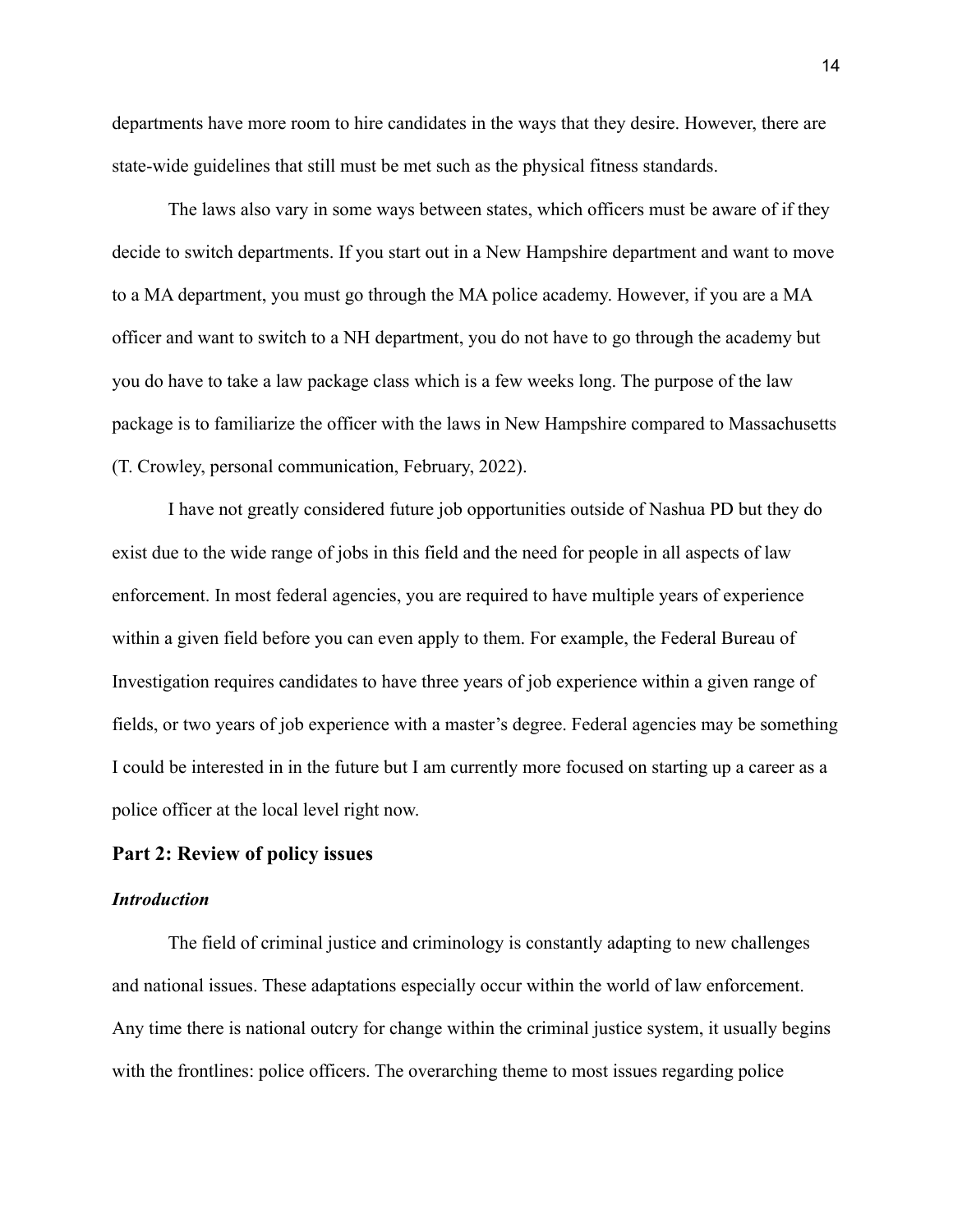departments have more room to hire candidates in the ways that they desire. However, there are state-wide guidelines that still must be met such as the physical fitness standards.

The laws also vary in some ways between states, which officers must be aware of if they decide to switch departments. If you start out in a New Hampshire department and want to move to a MA department, you must go through the MA police academy. However, if you are a MA officer and want to switch to a NH department, you do not have to go through the academy but you do have to take a law package class which is a few weeks long. The purpose of the law package is to familiarize the officer with the laws in New Hampshire compared to Massachusetts (T. Crowley, personal communication, February, 2022).

I have not greatly considered future job opportunities outside of Nashua PD but they do exist due to the wide range of jobs in this field and the need for people in all aspects of law enforcement. In most federal agencies, you are required to have multiple years of experience within a given field before you can even apply to them. For example, the Federal Bureau of Investigation requires candidates to have three years of job experience within a given range of fields, or two years of job experience with a master's degree. Federal agencies may be something I could be interested in in the future but I am currently more focused on starting up a career as a police officer at the local level right now.

## Part 2: Review of policy issues

### *Introduction*

The field of criminal justice and criminology is constantly adapting to new challenges and national issues. These adaptations especially occur within the world of law enforcement. Any time there is national outcry for change within the criminal justice system, it usually begins with the frontlines: police officers. The overarching theme to most issues regarding police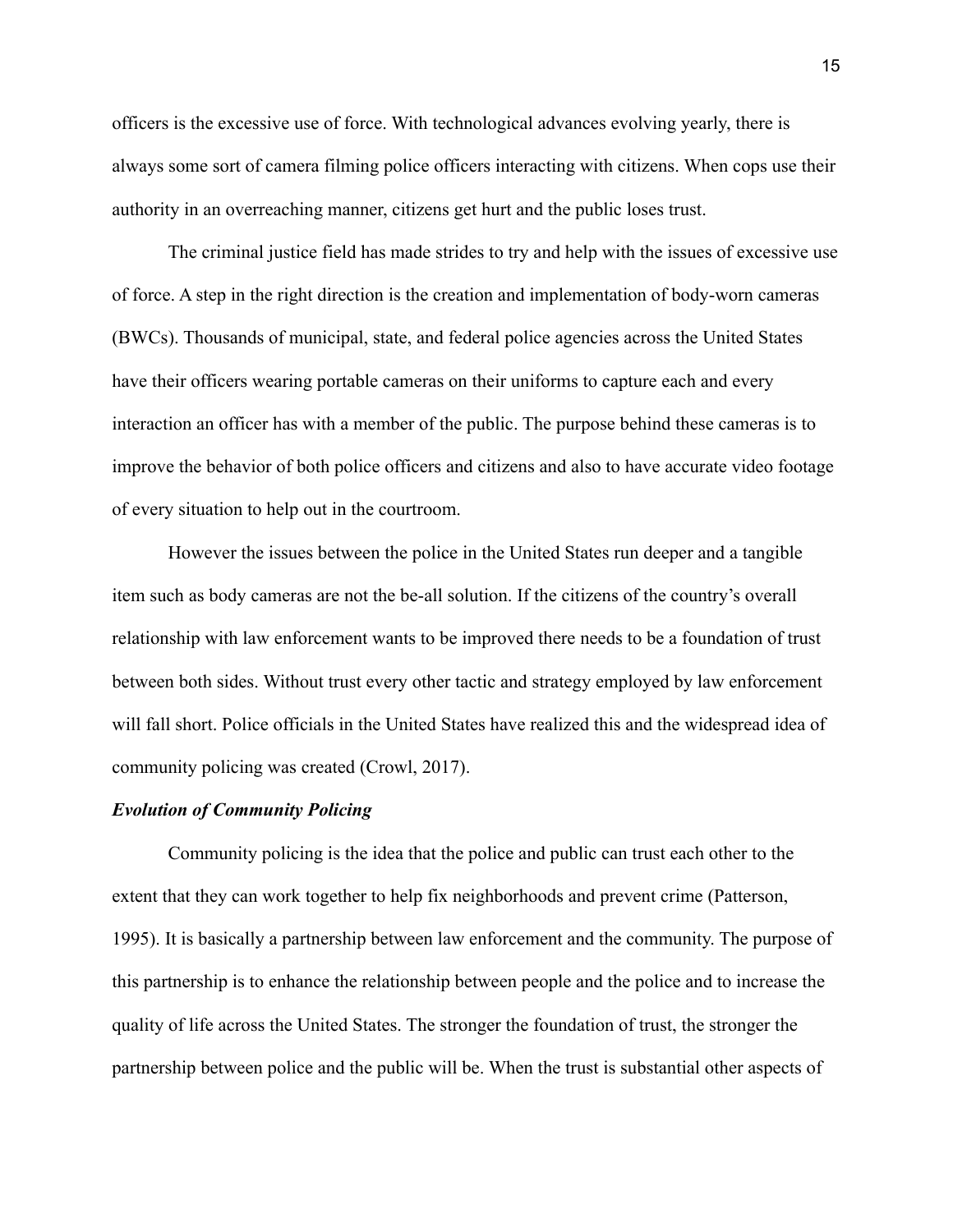officers is the excessive use of force. With technological advances evolving yearly, there is always some sort of camera filming police officers interacting with citizens. When cops use their authority in an overreaching manner, citizens get hurt and the public loses trust.

The criminal justice field has made strides to try and help with the issues of excessive use of force. A step in the right direction is the creation and implementation of body-worn cameras (BWCs). Thousands of municipal, state, and federal police agencies across the United States have their officers wearing portable cameras on their uniforms to capture each and every interaction an officer has with a member of the public. The purpose behind these cameras is to improve the behavior of both police officers and citizens and also to have accurate video footage of every situation to help out in the courtroom.

However the issues between the police in the United States run deeper and a tangible item such as body cameras are not the be-all solution. If the citizens of the country's overall relationship with law enforcement wants to be improved there needs to be a foundation of trust between both sides. Without trust every other tactic and strategy employed by law enforcement will fall short. Police officials in the United States have realized this and the widespread idea of community policing was created (Crowl, 2017).

### *Evolution of Community Policing*

Community policing is the idea that the police and public can trust each other to the extent that they can work together to help fix neighborhoods and prevent crime (Patterson, 1995). It is basically a partnership between law enforcement and the community. The purpose of this partnership is to enhance the relationship between people and the police and to increase the quality of life across the United States. The stronger the foundation of trust, the stronger the partnership between police and the public will be. When the trust is substantial other aspects of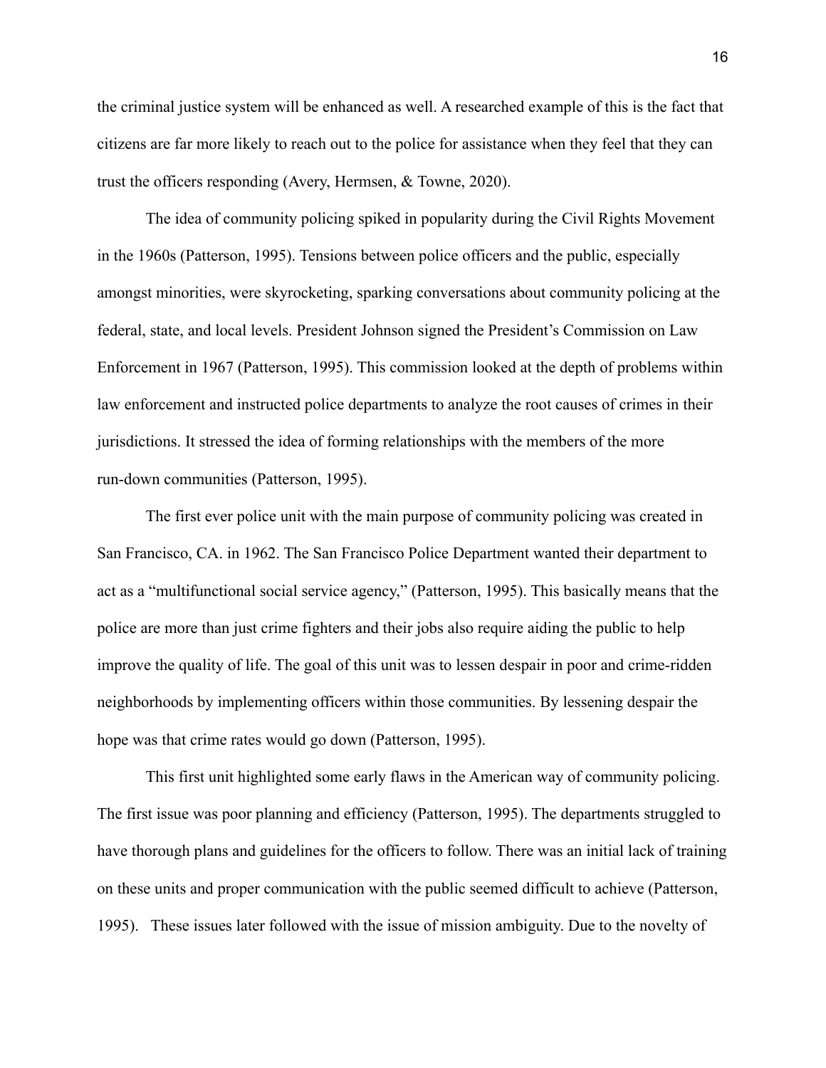the criminal justice system will be enhanced as well. A researched example of this is the fact that citizens are far more likely to reach out to the police for assistance when they feel that they can trust the officers responding (Avery, Hermsen, & Towne, 2020).

The idea of community policing spiked in popularity during the Civil Rights Movement in the 1960s (Patterson, 1995). Tensions between police officers and the public, especially amongst minorities, were skyrocketing, sparking conversations about community policing at the federal, state, and local levels. President Johnson signed the President's Commission on Law Enforcement in 1967 (Patterson, 1995). This commission looked at the depth of problems within law enforcement and instructed police departments to analyze the root causes of crimes in their jurisdictions. It stressed the idea of forming relationships with the members of the more run-down communities (Patterson, 1995).

The first ever police unit with the main purpose of community policing was created in San Francisco, CA. in 1962. The San Francisco Police Department wanted their department to act as a "multifunctional social service agency," (Patterson, 1995). This basically means that the police are more than just crime fighters and their jobs also require aiding the public to help improve the quality of life. The goal of this unit was to lessen despair in poor and crime-ridden neighborhoods by implementing officers within those communities. By lessening despair the hope was that crime rates would go down (Patterson, 1995).

This first unit highlighted some early flaws in the American way of community policing. The first issue was poor planning and efficiency (Patterson, 1995). The departments struggled to have thorough plans and guidelines for the officers to follow. There was an initial lack of training on these units and proper communication with the public seemed difficult to achieve (Patterson, 1995). These issues later followed with the issue of mission ambiguity. Due to the novelty of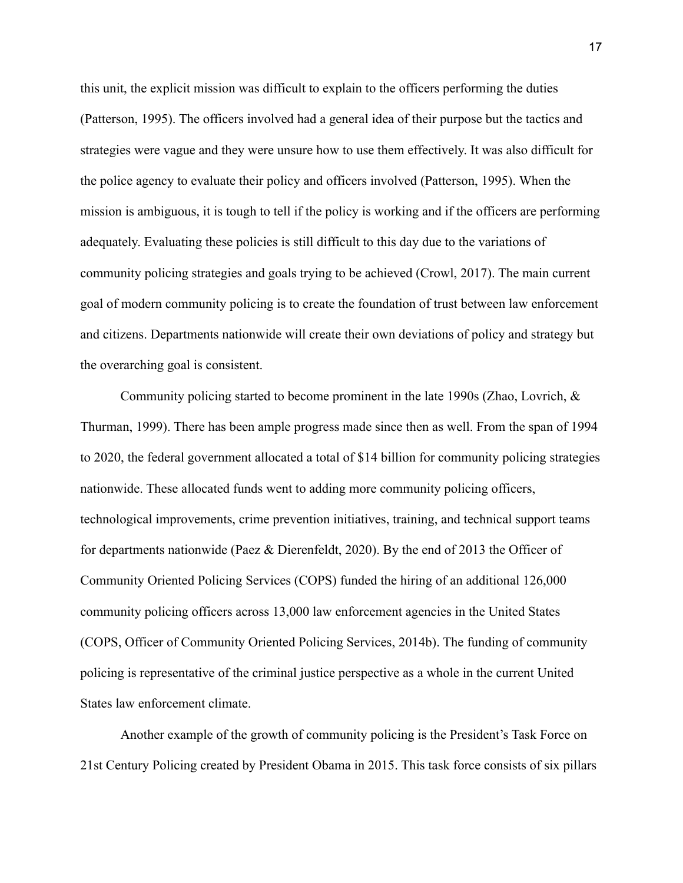this unit, the explicit mission was difficult to explain to the officers performing the duties (Patterson, 1995). The officers involved had a general idea of their purpose but the tactics and strategies were vague and they were unsure how to use them effectively. It was also difficult for the police agency to evaluate their policy and officers involved (Patterson, 1995). When the mission is ambiguous, it is tough to tell if the policy is working and if the officers are performing adequately. Evaluating these policies is still difficult to this day due to the variations of community policing strategies and goals trying to be achieved (Crowl, 2017). The main current goal of modern community policing is to create the foundation of trust between law enforcement and citizens. Departments nationwide will create their own deviations of policy and strategy but the overarching goal is consistent.

Community policing started to become prominent in the late 1990s (Zhao, Lovrich, & Thurman, 1999). There has been ample progress made since then as well. From the span of 1994 to 2020, the federal government allocated a total of $14 billion for community policing strategies nationwide. These allocated funds went to adding more community policing officers, technological improvements, crime prevention initiatives, training, and technical support teams for departments nationwide (Paez & Dierenfeldt, 2020). By the end of 2013 the Officer of Community Oriented Policing Services (COPS) funded the hiring of an additional 126,000 community policing officers across 13,000 law enforcement agencies in the United States (COPS, Officer of Community Oriented Policing Services, 2014b). The funding of community policing is representative of the criminal justice perspective as a whole in the current United States law enforcement climate.

Another example of the growth of community policing is the President's Task Force on 21st Century Policing created by President Obama in 2015. This task force consists of six pillars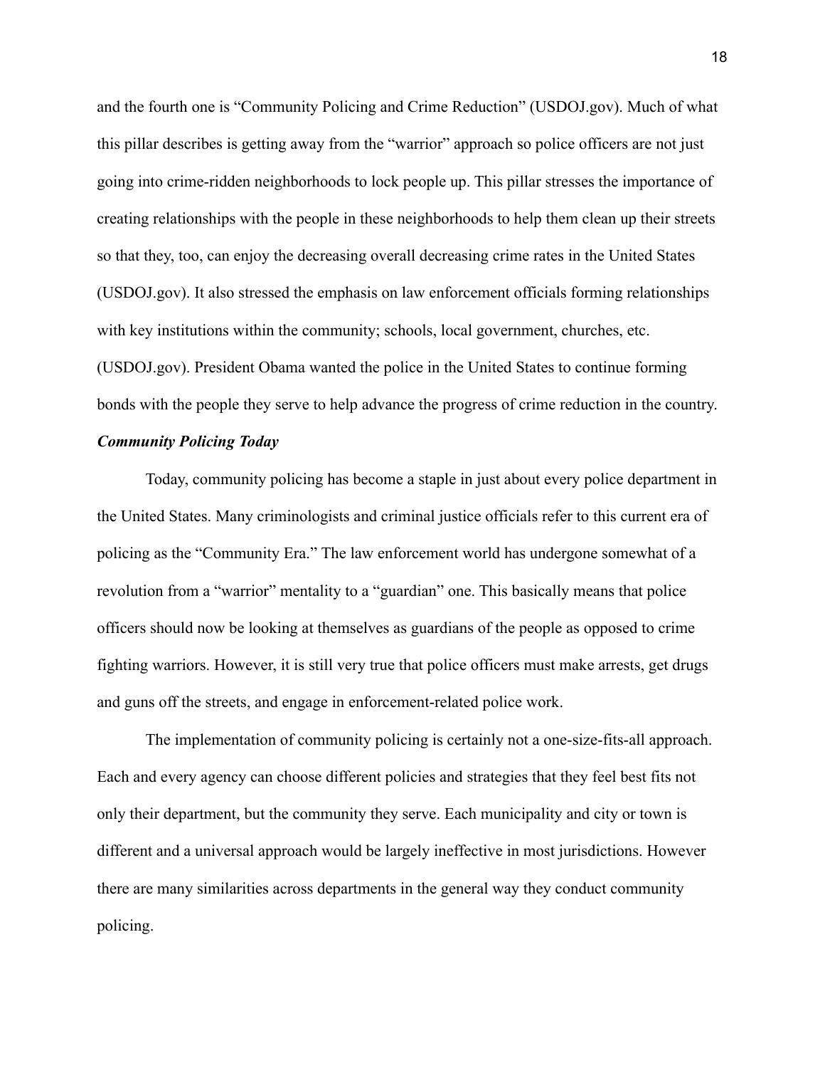and the fourth one is "Community Policing and Crime Reduction" (USDOJ.gov). Much of what this pillar describes is getting away from the "warrior" approach so police officers are not just going into crime-ridden neighborhoods to lock people up. This pillar stresses the importance of creating relationships with the people in these neighborhoods to help them clean up their streets so that they, too, can enjoy the decreasing overall decreasing crime rates in the United States (USDOJ.gov). It also stressed the emphasis on law enforcement officials forming relationships with key institutions within the community; schools, local government, churches, etc. (USDOJ.gov). President Obama wanted the police in the United States to continue forming bonds with the people they serve to help advance the progress of crime reduction in the country.

### ***Community Policing Today***

Today, community policing has become a staple in just about every police department in the United States. Many criminologists and criminal justice officials refer to this current era of policing as the "Community Era." The law enforcement world has undergone somewhat of a revolution from a "warrior" mentality to a "guardian" one. This basically means that police officers should now be looking at themselves as guardians of the people as opposed to crime fighting warriors. However, it is still very true that police officers must make arrests, get drugs and guns off the streets, and engage in enforcement-related police work.

The implementation of community policing is certainly not a one-size-fits-all approach. Each and every agency can choose different policies and strategies that they feel best fits not only their department, but the community they serve. Each municipality and city or town is different and a universal approach would be largely ineffective in most jurisdictions. However there are many similarities across departments in the general way they conduct community policing.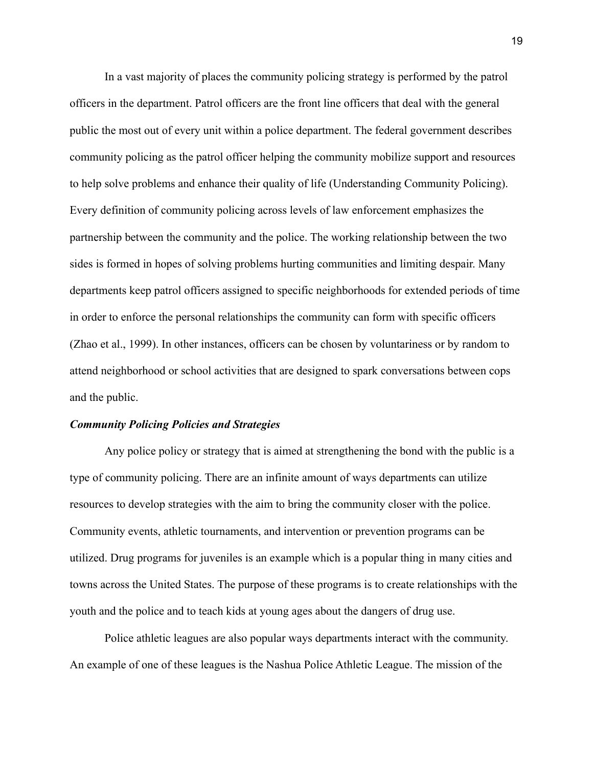In a vast majority of places the community policing strategy is performed by the patrol officers in the department. Patrol officers are the front line officers that deal with the general public the most out of every unit within a police department. The federal government describes community policing as the patrol officer helping the community mobilize support and resources to help solve problems and enhance their quality of life (Understanding Community Policing). Every definition of community policing across levels of law enforcement emphasizes the partnership between the community and the police. The working relationship between the two sides is formed in hopes of solving problems hurting communities and limiting despair. Many departments keep patrol officers assigned to specific neighborhoods for extended periods of time in order to enforce the personal relationships the community can form with specific officers (Zhao et al., 1999). In other instances, officers can be chosen by voluntariness or by random to attend neighborhood or school activities that are designed to spark conversations between cops and the public.

### ***Community Policing Policies and Strategies***

Any police policy or strategy that is aimed at strengthening the bond with the public is a type of community policing. There are an infinite amount of ways departments can utilize resources to develop strategies with the aim to bring the community closer with the police. Community events, athletic tournaments, and intervention or prevention programs can be utilized. Drug programs for juveniles is an example which is a popular thing in many cities and towns across the United States. The purpose of these programs is to create relationships with the youth and the police and to teach kids at young ages about the dangers of drug use.

Police athletic leagues are also popular ways departments interact with the community. An example of one of these leagues is the Nashua Police Athletic League. The mission of the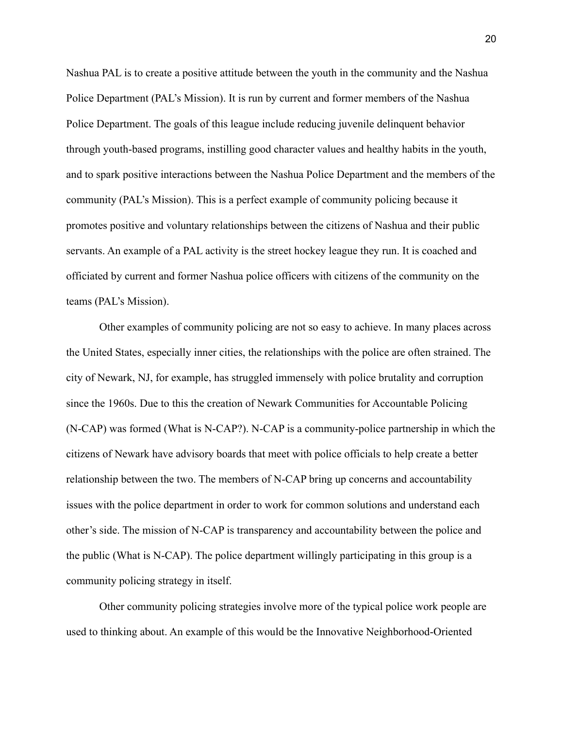Nashua PAL is to create a positive attitude between the youth in the community and the Nashua Police Department (PAL's Mission). It is run by current and former members of the Nashua Police Department. The goals of this league include reducing juvenile delinquent behavior through youth-based programs, instilling good character values and healthy habits in the youth, and to spark positive interactions between the Nashua Police Department and the members of the community (PAL's Mission). This is a perfect example of community policing because it promotes positive and voluntary relationships between the citizens of Nashua and their public servants. An example of a PAL activity is the street hockey league they run. It is coached and officiated by current and former Nashua police officers with citizens of the community on the teams (PAL's Mission).

Other examples of community policing are not so easy to achieve. In many places across the United States, especially inner cities, the relationships with the police are often strained. The city of Newark, NJ, for example, has struggled immensely with police brutality and corruption since the 1960s. Due to this the creation of Newark Communities for Accountable Policing (N-CAP) was formed (What is N-CAP?). N-CAP is a community-police partnership in which the citizens of Newark have advisory boards that meet with police officials to help create a better relationship between the two. The members of N-CAP bring up concerns and accountability issues with the police department in order to work for common solutions and understand each other's side. The mission of N-CAP is transparency and accountability between the police and the public (What is N-CAP). The police department willingly participating in this group is a community policing strategy in itself.

Other community policing strategies involve more of the typical police work people are used to thinking about. An example of this would be the Innovative Neighborhood-Oriented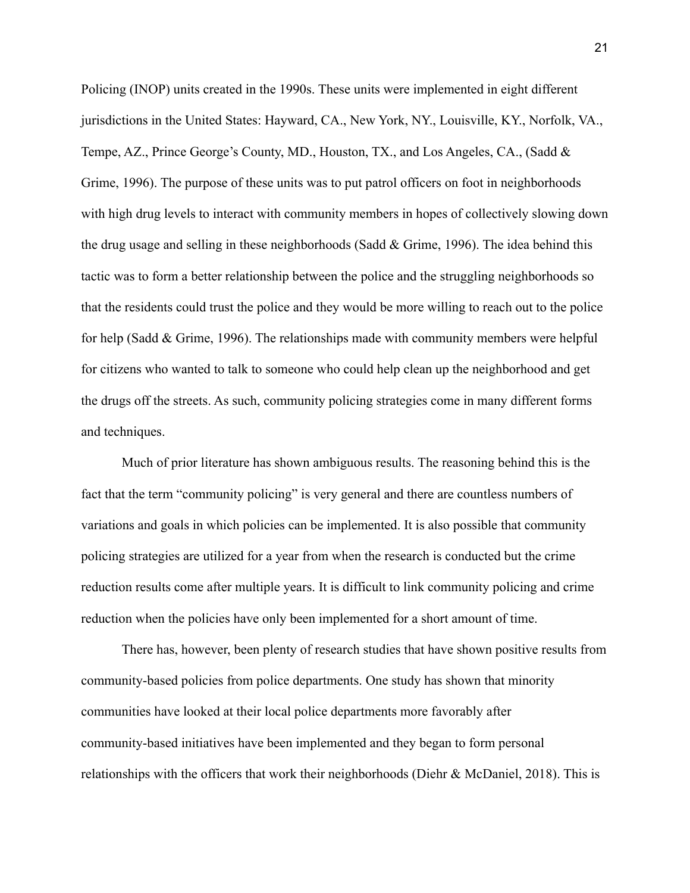Policing (INOP) units created in the 1990s. These units were implemented in eight different jurisdictions in the United States: Hayward, CA., New York, NY., Louisville, KY., Norfolk, VA., Tempe, AZ., Prince George's County, MD., Houston, TX., and Los Angeles, CA., (Sadd & Grime, 1996). The purpose of these units was to put patrol officers on foot in neighborhoods with high drug levels to interact with community members in hopes of collectively slowing down the drug usage and selling in these neighborhoods (Sadd & Grime, 1996). The idea behind this tactic was to form a better relationship between the police and the struggling neighborhoods so that the residents could trust the police and they would be more willing to reach out to the police for help (Sadd & Grime, 1996). The relationships made with community members were helpful for citizens who wanted to talk to someone who could help clean up the neighborhood and get the drugs off the streets. As such, community policing strategies come in many different forms and techniques.

Much of prior literature has shown ambiguous results. The reasoning behind this is the fact that the term "community policing" is very general and there are countless numbers of variations and goals in which policies can be implemented. It is also possible that community policing strategies are utilized for a year from when the research is conducted but the crime reduction results come after multiple years. It is difficult to link community policing and crime reduction when the policies have only been implemented for a short amount of time.

There has, however, been plenty of research studies that have shown positive results from community-based policies from police departments. One study has shown that minority communities have looked at their local police departments more favorably after community-based initiatives have been implemented and they began to form personal relationships with the officers that work their neighborhoods (Diehr & McDaniel, 2018). This is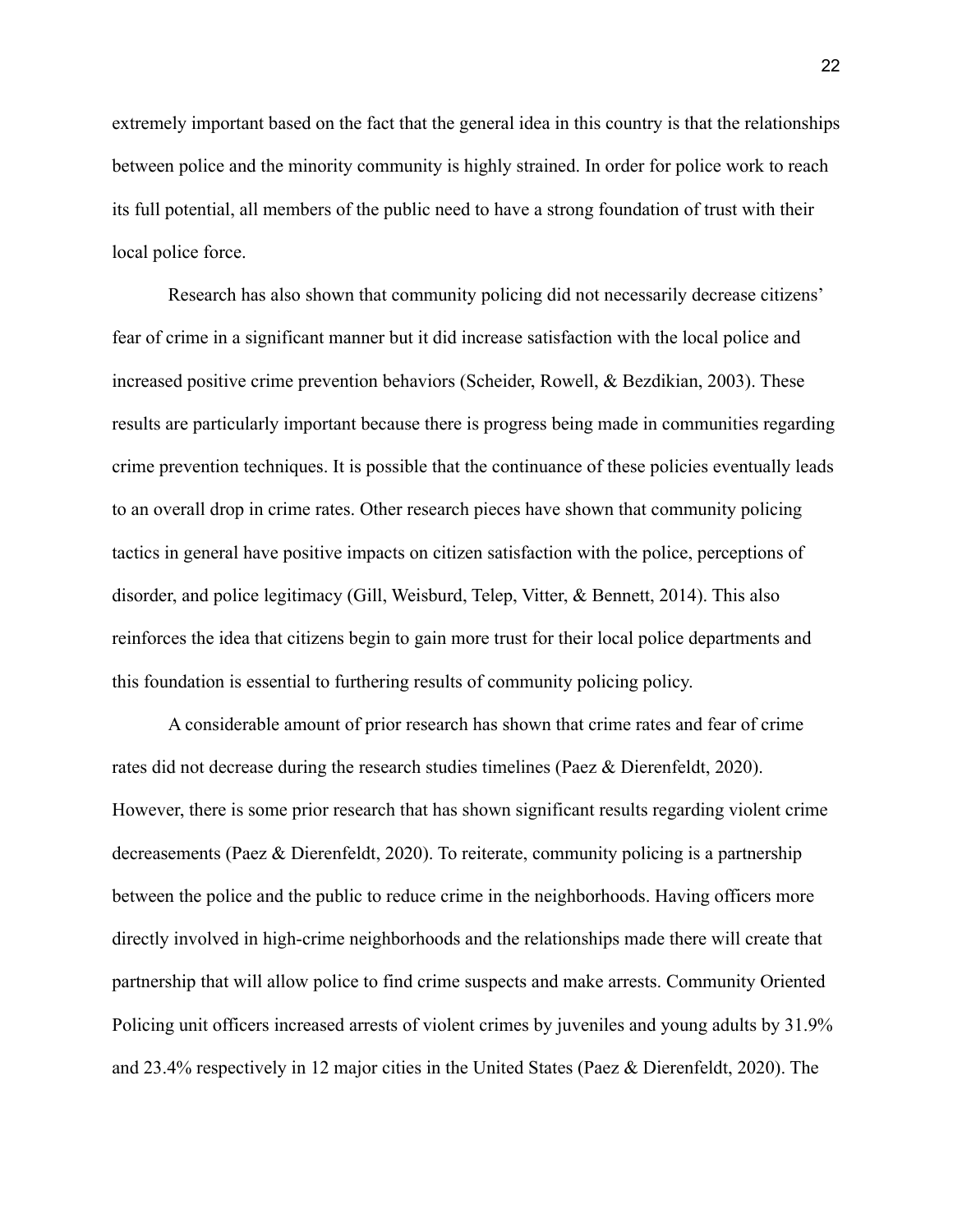extremely important based on the fact that the general idea in this country is that the relationships between police and the minority community is highly strained. In order for police work to reach its full potential, all members of the public need to have a strong foundation of trust with their local police force.

Research has also shown that community policing did not necessarily decrease citizens' fear of crime in a significant manner but it did increase satisfaction with the local police and increased positive crime prevention behaviors (Scheider, Rowell, & Bezdikian, 2003). These results are particularly important because there is progress being made in communities regarding crime prevention techniques. It is possible that the continuance of these policies eventually leads to an overall drop in crime rates. Other research pieces have shown that community policing tactics in general have positive impacts on citizen satisfaction with the police, perceptions of disorder, and police legitimacy (Gill, Weisburd, Telep, Vitter, & Bennett, 2014). This also reinforces the idea that citizens begin to gain more trust for their local police departments and this foundation is essential to furthering results of community policing policy.

A considerable amount of prior research has shown that crime rates and fear of crime rates did not decrease during the research studies timelines (Paez & Dierenfeldt, 2020). However, there is some prior research that has shown significant results regarding violent crime decreasements (Paez & Dierenfeldt, 2020). To reiterate, community policing is a partnership between the police and the public to reduce crime in the neighborhoods. Having officers more directly involved in high-crime neighborhoods and the relationships made there will create that partnership that will allow police to find crime suspects and make arrests. Community Oriented Policing unit officers increased arrests of violent crimes by juveniles and young adults by 31.9% and 23.4% respectively in 12 major cities in the United States (Paez & Dierenfeldt, 2020). The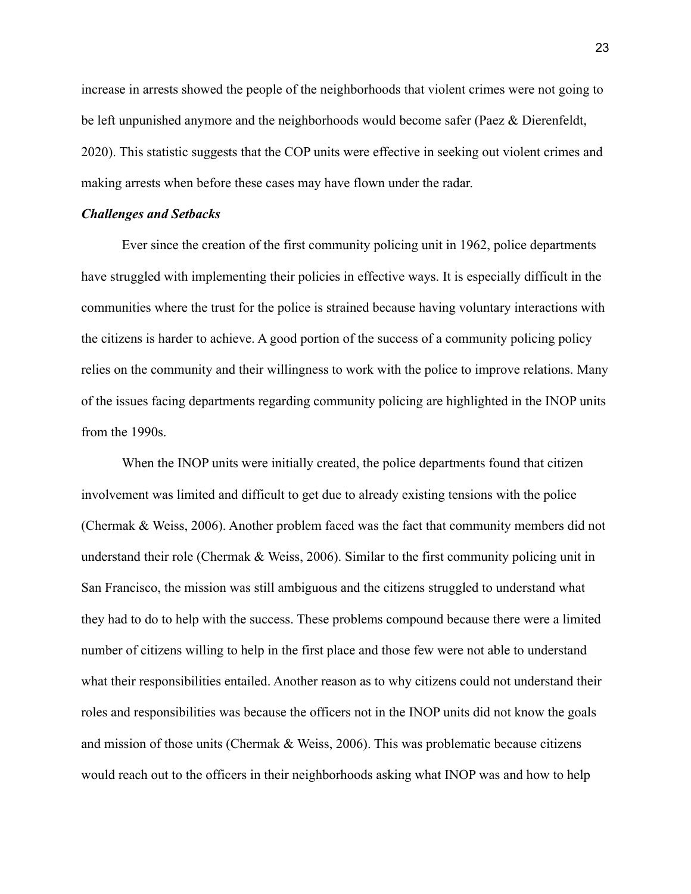increase in arrests showed the people of the neighborhoods that violent crimes were not going to be left unpunished anymore and the neighborhoods would become safer (Paez & Dierenfeldt, 2020). This statistic suggests that the COP units were effective in seeking out violent crimes and making arrests when before these cases may have flown under the radar.

### *Challenges and Setbacks*

Ever since the creation of the first community policing unit in 1962, police departments have struggled with implementing their policies in effective ways. It is especially difficult in the communities where the trust for the police is strained because having voluntary interactions with the citizens is harder to achieve. A good portion of the success of a community policing policy relies on the community and their willingness to work with the police to improve relations. Many of the issues facing departments regarding community policing are highlighted in the INOP units from the 1990s.

When the INOP units were initially created, the police departments found that citizen involvement was limited and difficult to get due to already existing tensions with the police (Chermak & Weiss, 2006). Another problem faced was the fact that community members did not understand their role (Chermak & Weiss, 2006). Similar to the first community policing unit in San Francisco, the mission was still ambiguous and the citizens struggled to understand what they had to do to help with the success. These problems compound because there were a limited number of citizens willing to help in the first place and those few were not able to understand what their responsibilities entailed. Another reason as to why citizens could not understand their roles and responsibilities was because the officers not in the INOP units did not know the goals and mission of those units (Chermak & Weiss, 2006). This was problematic because citizens would reach out to the officers in their neighborhoods asking what INOP was and how to help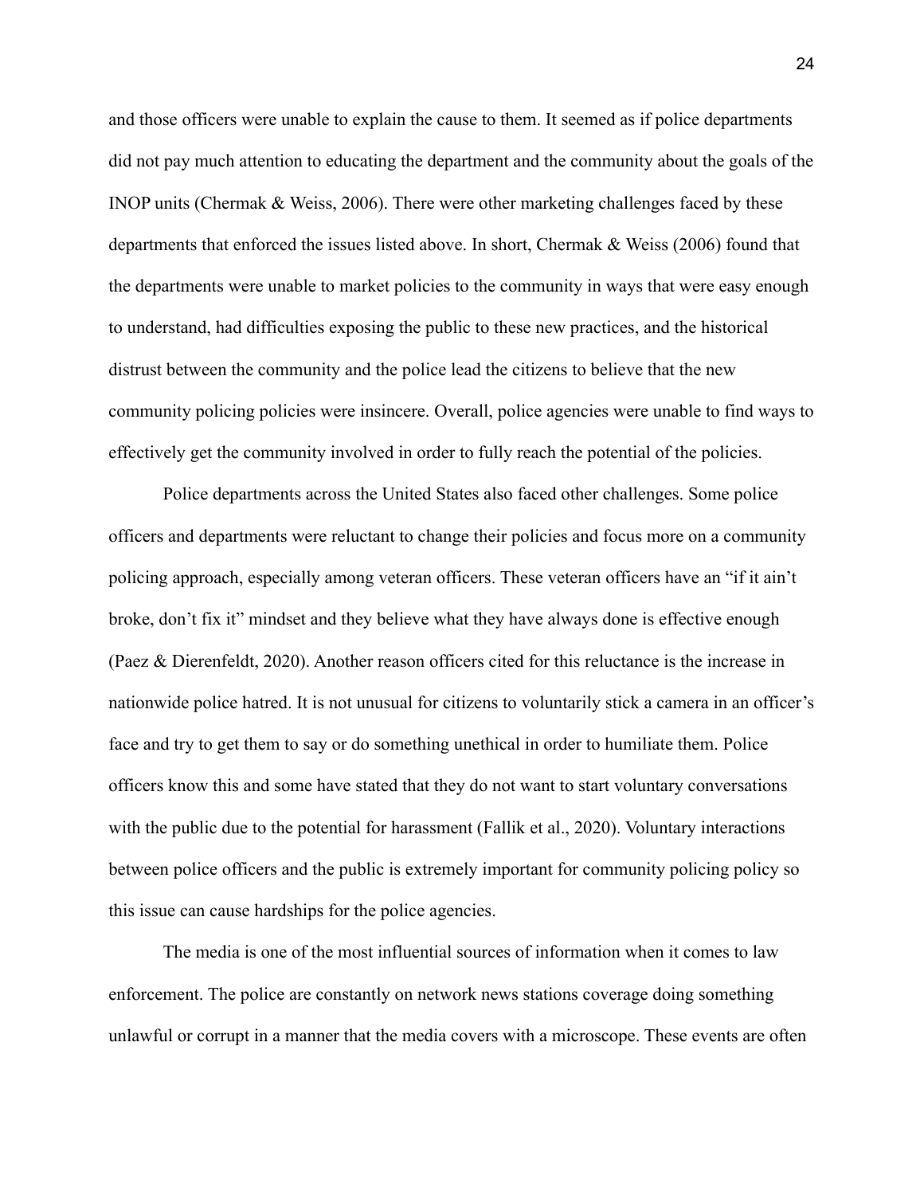and those officers were unable to explain the cause to them. It seemed as if police departments did not pay much attention to educating the department and the community about the goals of the INOP units (Chermak & Weiss, 2006). There were other marketing challenges faced by these departments that enforced the issues listed above. In short, Chermak & Weiss (2006) found that the departments were unable to market policies to the community in ways that were easy enough to understand, had difficulties exposing the public to these new practices, and the historical distrust between the community and the police lead the citizens to believe that the new community policing policies were insincere. Overall, police agencies were unable to find ways to effectively get the community involved in order to fully reach the potential of the policies.

Police departments across the United States also faced other challenges. Some police officers and departments were reluctant to change their policies and focus more on a community policing approach, especially among veteran officers. These veteran officers have an "if it ain't broke, don't fix it" mindset and they believe what they have always done is effective enough (Paez & Dierenfeldt, 2020). Another reason officers cited for this reluctance is the increase in nationwide police hatred. It is not unusual for citizens to voluntarily stick a camera in an officer's face and try to get them to say or do something unethical in order to humiliate them. Police officers know this and some have stated that they do not want to start voluntary conversations with the public due to the potential for harassment (Fallik et al., 2020). Voluntary interactions between police officers and the public is extremely important for community policing policy so this issue can cause hardships for the police agencies.

The media is one of the most influential sources of information when it comes to law enforcement. The police are constantly on network news stations coverage doing something unlawful or corrupt in a manner that the media covers with a microscope. These events are often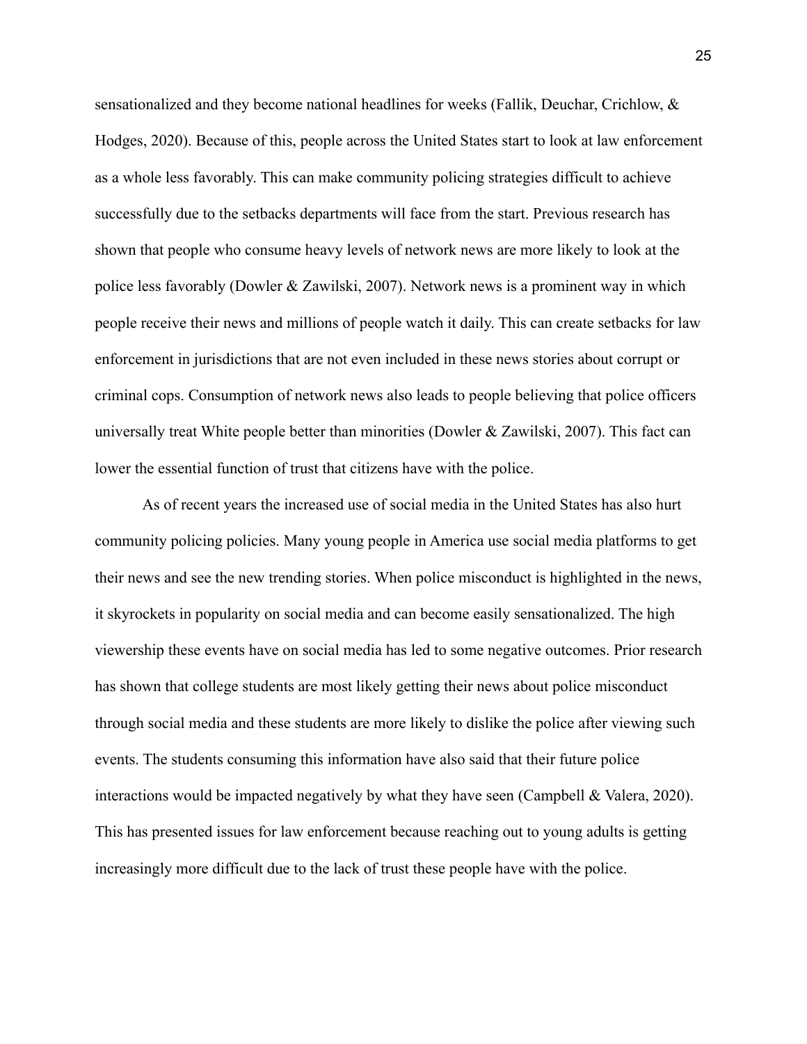sensationalized and they become national headlines for weeks (Fallik, Deuchar, Crichlow, & Hodges, 2020). Because of this, people across the United States start to look at law enforcement as a whole less favorably. This can make community policing strategies difficult to achieve successfully due to the setbacks departments will face from the start. Previous research has shown that people who consume heavy levels of network news are more likely to look at the police less favorably (Dowler & Zawilski, 2007). Network news is a prominent way in which people receive their news and millions of people watch it daily. This can create setbacks for law enforcement in jurisdictions that are not even included in these news stories about corrupt or criminal cops. Consumption of network news also leads to people believing that police officers universally treat White people better than minorities (Dowler & Zawilski, 2007). This fact can lower the essential function of trust that citizens have with the police.

As of recent years the increased use of social media in the United States has also hurt community policing policies. Many young people in America use social media platforms to get their news and see the new trending stories. When police misconduct is highlighted in the news, it skyrockets in popularity on social media and can become easily sensationalized. The high viewership these events have on social media has led to some negative outcomes. Prior research has shown that college students are most likely getting their news about police misconduct through social media and these students are more likely to dislike the police after viewing such events. The students consuming this information have also said that their future police interactions would be impacted negatively by what they have seen (Campbell & Valera, 2020). This has presented issues for law enforcement because reaching out to young adults is getting increasingly more difficult due to the lack of trust these people have with the police.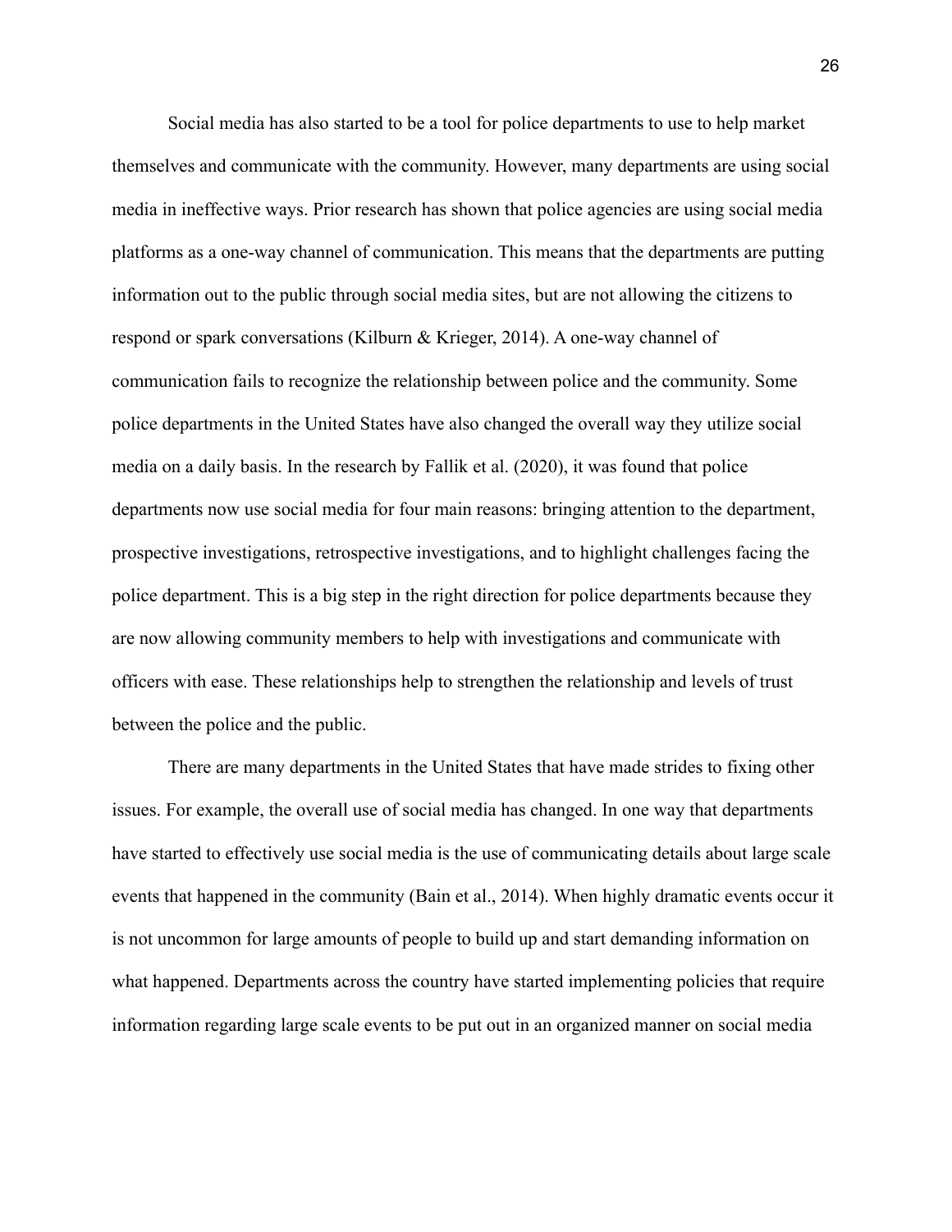Social media has also started to be a tool for police departments to use to help market themselves and communicate with the community. However, many departments are using social media in ineffective ways. Prior research has shown that police agencies are using social media platforms as a one-way channel of communication. This means that the departments are putting information out to the public through social media sites, but are not allowing the citizens to respond or spark conversations (Kilburn & Krieger, 2014). A one-way channel of communication fails to recognize the relationship between police and the community. Some police departments in the United States have also changed the overall way they utilize social media on a daily basis. In the research by Fallik et al. (2020), it was found that police departments now use social media for four main reasons: bringing attention to the department, prospective investigations, retrospective investigations, and to highlight challenges facing the police department. This is a big step in the right direction for police departments because they are now allowing community members to help with investigations and communicate with officers with ease. These relationships help to strengthen the relationship and levels of trust between the police and the public.

There are many departments in the United States that have made strides to fixing other issues. For example, the overall use of social media has changed. In one way that departments have started to effectively use social media is the use of communicating details about large scale events that happened in the community (Bain et al., 2014). When highly dramatic events occur it is not uncommon for large amounts of people to build up and start demanding information on what happened. Departments across the country have started implementing policies that require information regarding large scale events to be put out in an organized manner on social media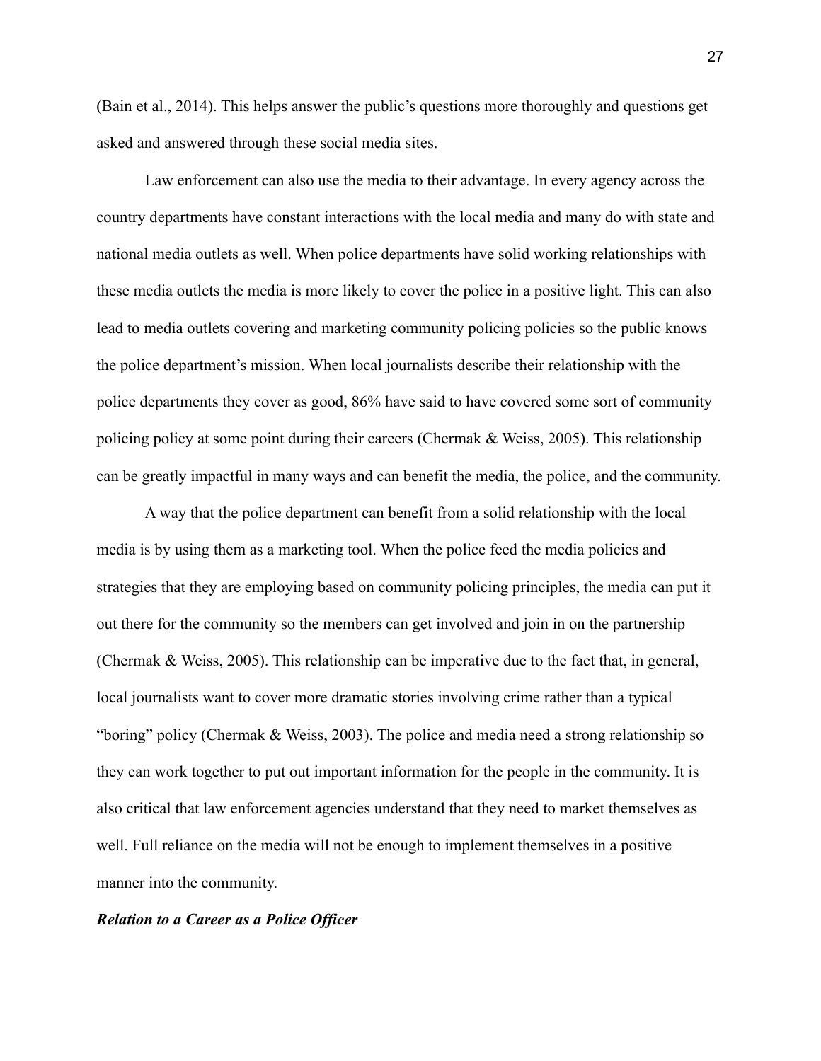(Bain et al., 2014). This helps answer the public's questions more thoroughly and questions get asked and answered through these social media sites.

Law enforcement can also use the media to their advantage. In every agency across the country departments have constant interactions with the local media and many do with state and national media outlets as well. When police departments have solid working relationships with these media outlets the media is more likely to cover the police in a positive light. This can also lead to media outlets covering and marketing community policing policies so the public knows the police department's mission. When local journalists describe their relationship with the police departments they cover as good, 86% have said to have covered some sort of community policing policy at some point during their careers (Chermak & Weiss, 2005). This relationship can be greatly impactful in many ways and can benefit the media, the police, and the community.

A way that the police department can benefit from a solid relationship with the local media is by using them as a marketing tool. When the police feed the media policies and strategies that they are employing based on community policing principles, the media can put it out there for the community so the members can get involved and join in on the partnership (Chermak & Weiss, 2005). This relationship can be imperative due to the fact that, in general, local journalists want to cover more dramatic stories involving crime rather than a typical "boring" policy (Chermak & Weiss, 2003). The police and media need a strong relationship so they can work together to put out important information for the people in the community. It is also critical that law enforcement agencies understand that they need to market themselves as well. Full reliance on the media will not be enough to implement themselves in a positive manner into the community.

### ***Relation to a Career as a Police Officer***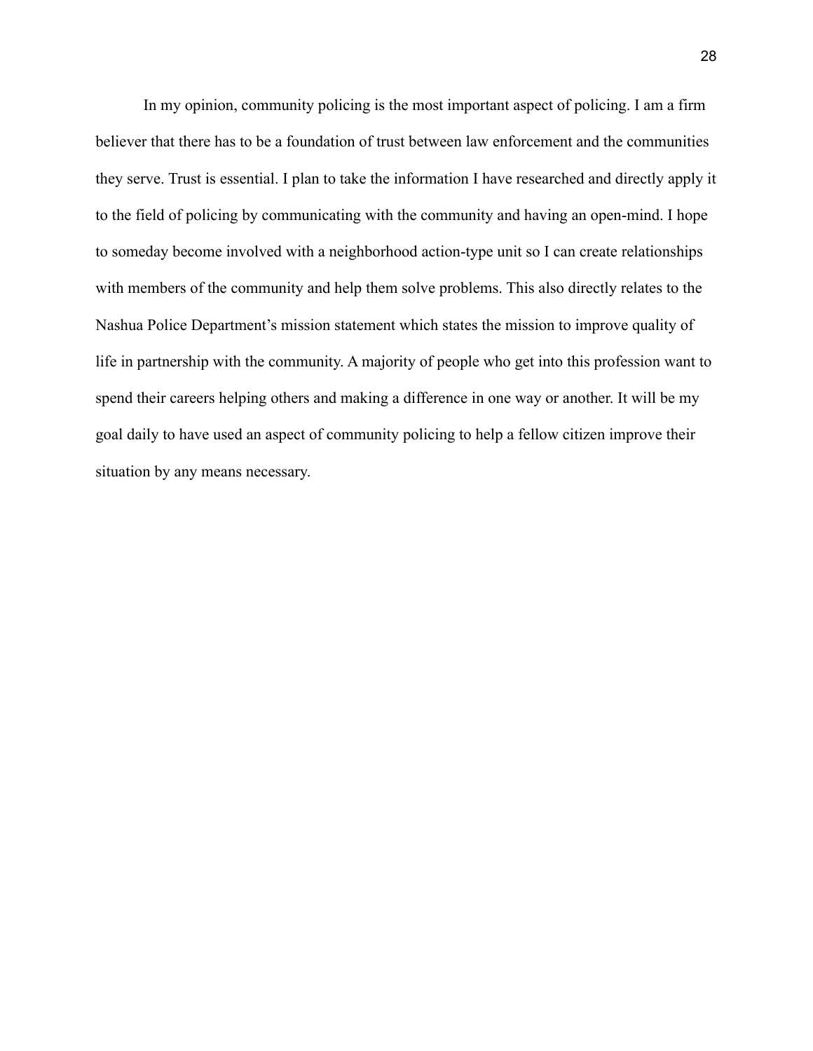In my opinion, community policing is the most important aspect of policing. I am a firm believer that there has to be a foundation of trust between law enforcement and the communities they serve. Trust is essential. I plan to take the information I have researched and directly apply it to the field of policing by communicating with the community and having an open-mind. I hope to someday become involved with a neighborhood action-type unit so I can create relationships with members of the community and help them solve problems. This also directly relates to the Nashua Police Department's mission statement which states the mission to improve quality of life in partnership with the community. A majority of people who get into this profession want to spend their careers helping others and making a difference in one way or another. It will be my goal daily to have used an aspect of community policing to help a fellow citizen improve their situation by any means necessary.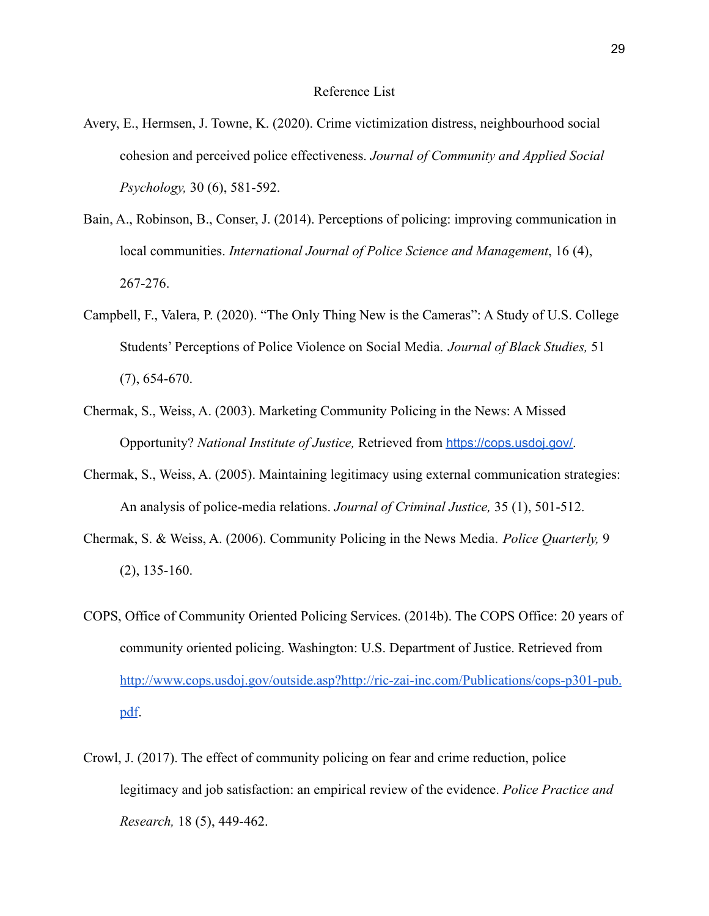# Reference List

Avery, E., Hermsen, J. Towne, K. (2020). Crime victimization distress, neighbourhood social cohesion and perceived police effectiveness. *Journal of Community and Applied Social Psychology,* 30 (6), 581-592.

Bain, A., Robinson, B., Conser, J. (2014). Perceptions of policing: improving communication in local communities. *International Journal of Police Science and Management*, 16 (4), 267-276.

Campbell, F., Valera, P. (2020). "The Only Thing New is the Cameras": A Study of U.S. College Students' Perceptions of Police Violence on Social Media. *Journal of Black Studies,* 51 (7), 654-670.

Chermak, S., Weiss, A. (2003). Marketing Community Policing in the News: A Missed Opportunity? *National Institute of Justice,* Retrieved from https://cops.usdoj.gov/.

Chermak, S., Weiss, A. (2005). Maintaining legitimacy using external communication strategies: An analysis of police-media relations. *Journal of Criminal Justice,* 35 (1), 501-512.

Chermak, S. & Weiss, A. (2006). Community Policing in the News Media. *Police Quarterly,* 9 (2), 135-160.

COPS, Office of Community Oriented Policing Services. (2014b). The COPS Office: 20 years of community oriented policing. Washington: U.S. Department of Justice. Retrieved from http://www.cops.usdoj.gov/outside.asp?http://ric-zai-inc.com/Publications/cops-p301-pub.pdf.

Crowl, J. (2017). The effect of community policing on fear and crime reduction, police legitimacy and job satisfaction: an empirical review of the evidence. *Police Practice and Research,* 18 (5), 449-462.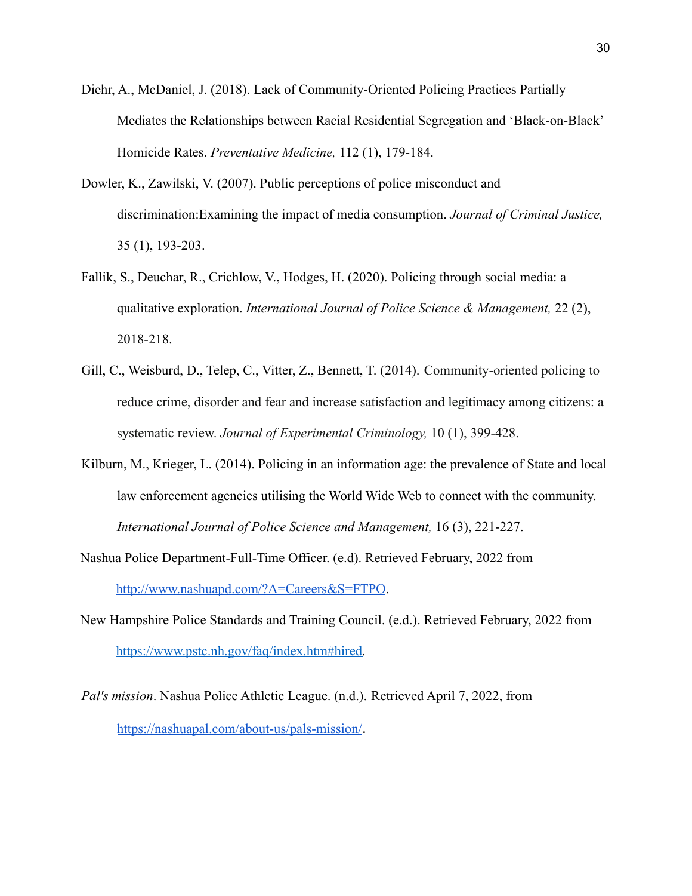Diehr, A., McDaniel, J. (2018). Lack of Community-Oriented Policing Practices Partially Mediates the Relationships between Racial Residential Segregation and 'Black-on-Black' Homicide Rates. *Preventative Medicine,* 112 (1), 179-184.

Dowler, K., Zawilski, V. (2007). Public perceptions of police misconduct and discrimination:Examining the impact of media consumption. *Journal of Criminal Justice,* 35 (1), 193-203.

Fallik, S., Deuchar, R., Crichlow, V., Hodges, H. (2020). Policing through social media: a qualitative exploration. *International Journal of Police Science & Management,* 22 (2), 2018-218.

Gill, C., Weisburd, D., Telep, C., Vitter, Z., Bennett, T. (2014). Community-oriented policing to reduce crime, disorder and fear and increase satisfaction and legitimacy among citizens: a systematic review. *Journal of Experimental Criminology,* 10 (1), 399-428.

Kilburn, M., Krieger, L. (2014). Policing in an information age: the prevalence of State and local law enforcement agencies utilising the World Wide Web to connect with the community. *International Journal of Police Science and Management,* 16 (3), 221-227.

Nashua Police Department-Full-Time Officer. (e.d). Retrieved February, 2022 from http://www.nashuapd.com/?A=Careers&S=FTPO.

New Hampshire Police Standards and Training Council. (e.d.). Retrieved February, 2022 from https://www.pstc.nh.gov/faq/index.htm#hired.

*Pal's mission*. Nashua Police Athletic League. (n.d.). Retrieved April 7, 2022, from https://nashuapal.com/about-us/pals-mission/.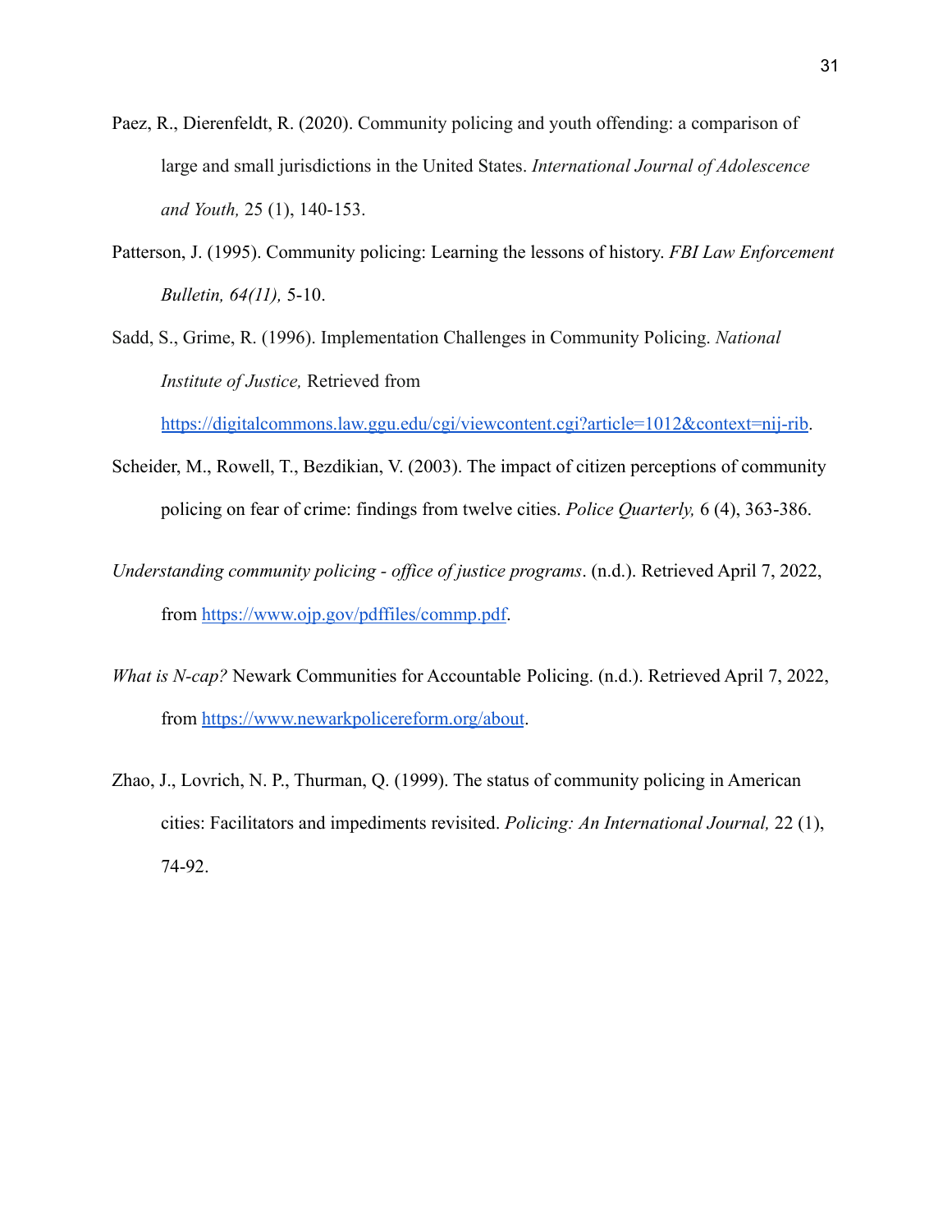Paez, R., Dierenfeldt, R. (2020). Community policing and youth offending: a comparison of large and small jurisdictions in the United States. *International Journal of Adolescence and Youth,* 25 (1), 140-153.

Patterson, J. (1995). Community policing: Learning the lessons of history. *FBI Law Enforcement Bulletin, 64(11),* 5-10.

Sadd, S., Grime, R. (1996). Implementation Challenges in Community Policing. *National Institute of Justice,* Retrieved from https://digitalcommons.law.ggu.edu/cgi/viewcontent.cgi?article=1012&context=nij-rib.

Scheider, M., Rowell, T., Bezdikian, V. (2003). The impact of citizen perceptions of community policing on fear of crime: findings from twelve cities. *Police Quarterly,* 6 (4), 363-386.

*Understanding community policing - office of justice programs*. (n.d.). Retrieved April 7, 2022, from https://www.ojp.gov/pdffiles/commp.pdf.

*What is N-cap?* Newark Communities for Accountable Policing. (n.d.). Retrieved April 7, 2022, from https://www.newarkpolicereform.org/about.

Zhao, J., Lovrich, N. P., Thurman, Q. (1999). The status of community policing in American cities: Facilitators and impediments revisited. *Policing: An International Journal,* 22 (1), 74-92.